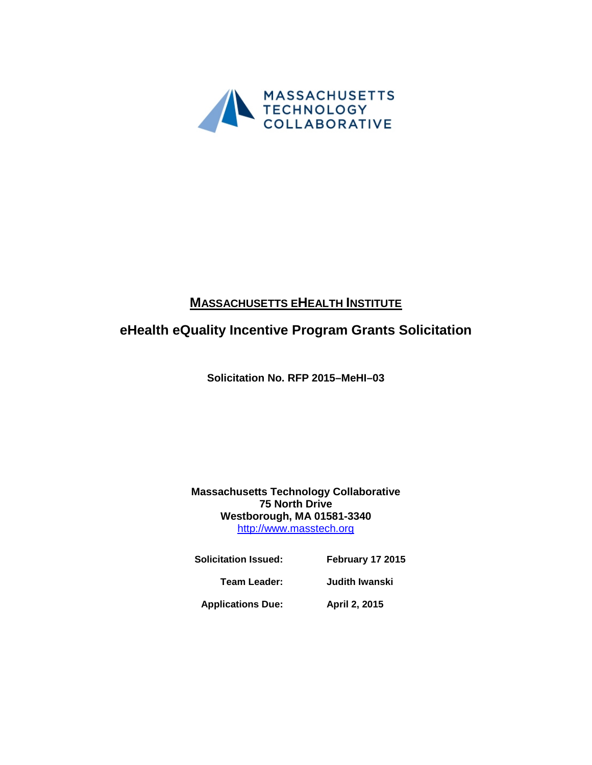MASSACHUSETTS TECHNOLOGY COLLABORATIVE

# MASSACHUSETTS EHEALTH INSTITUTE

## eHealth eQuality Incentive Program Grants Solicitation

**Solicitation No. RFP 2015–MeHI–03**

**Massachusetts Technology Collaborative**
**75 North Drive**
**Westborough, MA 01581-3340**
http://www.masstech.org

| | |
|---|---|
| **Solicitation Issued:** | **February 17 2015** |
| **Team Leader:** | **Judith Iwanski** |
| **Applications Due:** | **April 2, 2015** |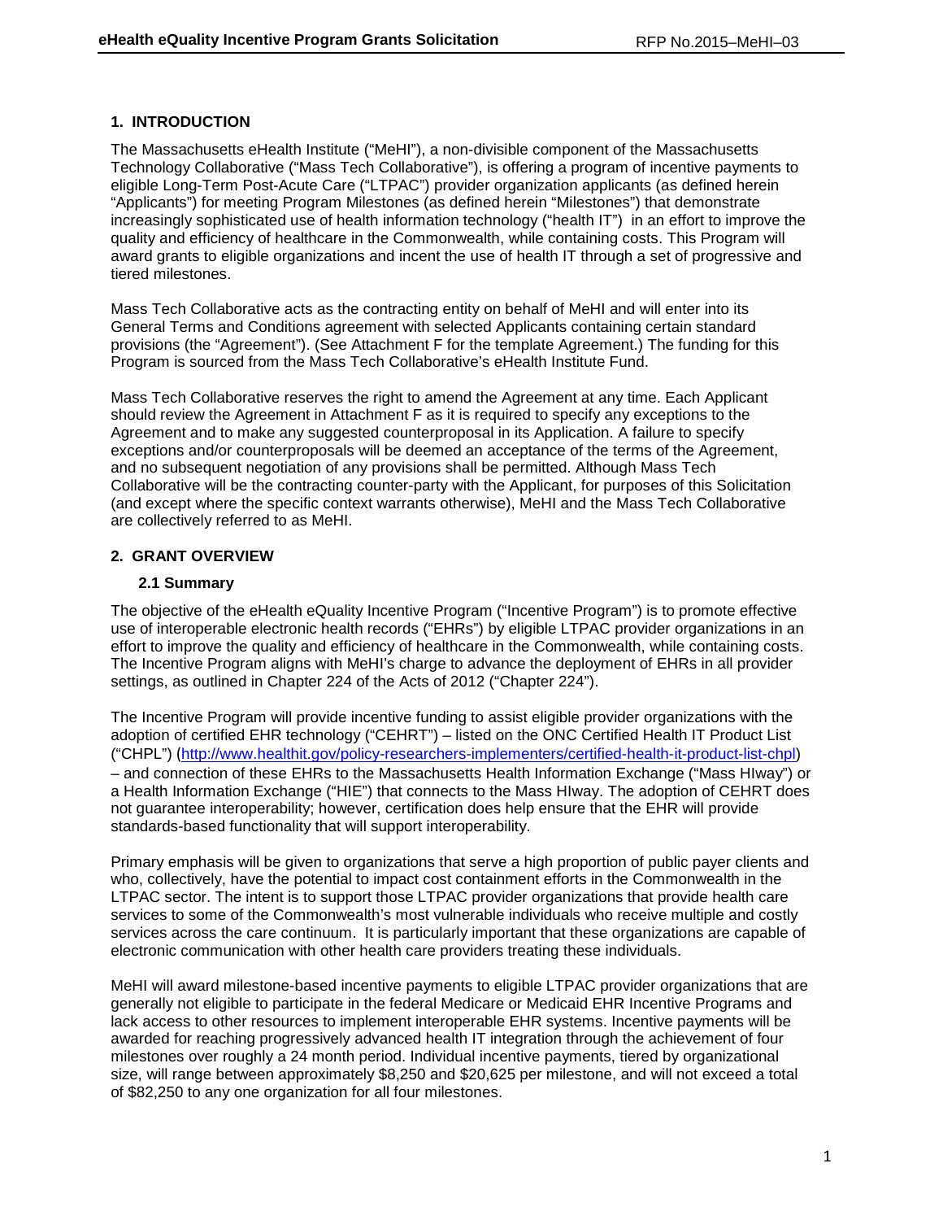## 1. INTRODUCTION

The Massachusetts eHealth Institute ("MeHI"), a non-divisible component of the Massachusetts Technology Collaborative ("Mass Tech Collaborative"), is offering a program of incentive payments to eligible Long-Term Post-Acute Care ("LTPAC") provider organization applicants (as defined herein "Applicants") for meeting Program Milestones (as defined herein "Milestones") that demonstrate increasingly sophisticated use of health information technology ("health IT") in an effort to improve the quality and efficiency of healthcare in the Commonwealth, while containing costs. This Program will award grants to eligible organizations and incent the use of health IT through a set of progressive and tiered milestones.

Mass Tech Collaborative acts as the contracting entity on behalf of MeHI and will enter into its General Terms and Conditions agreement with selected Applicants containing certain standard provisions (the "Agreement"). (See Attachment F for the template Agreement.) The funding for this Program is sourced from the Mass Tech Collaborative's eHealth Institute Fund.

Mass Tech Collaborative reserves the right to amend the Agreement at any time. Each Applicant should review the Agreement in Attachment F as it is required to specify any exceptions to the Agreement and to make any suggested counterproposal in its Application. A failure to specify exceptions and/or counterproposals will be deemed an acceptance of the terms of the Agreement, and no subsequent negotiation of any provisions shall be permitted. Although Mass Tech Collaborative will be the contracting counter-party with the Applicant, for purposes of this Solicitation (and except where the specific context warrants otherwise), MeHI and the Mass Tech Collaborative are collectively referred to as MeHI.

## 2. GRANT OVERVIEW

### 2.1 Summary

The objective of the eHealth eQuality Incentive Program ("Incentive Program") is to promote effective use of interoperable electronic health records ("EHRs") by eligible LTPAC provider organizations in an effort to improve the quality and efficiency of healthcare in the Commonwealth, while containing costs. The Incentive Program aligns with MeHI's charge to advance the deployment of EHRs in all provider settings, as outlined in Chapter 224 of the Acts of 2012 ("Chapter 224").

The Incentive Program will provide incentive funding to assist eligible provider organizations with the adoption of certified EHR technology ("CEHRT") – listed on the ONC Certified Health IT Product List ("CHPL") (http://www.healthit.gov/policy-researchers-implementers/certified-health-it-product-list-chpl) – and connection of these EHRs to the Massachusetts Health Information Exchange ("Mass HIway") or a Health Information Exchange ("HIE") that connects to the Mass HIway. The adoption of CEHRT does not guarantee interoperability; however, certification does help ensure that the EHR will provide standards-based functionality that will support interoperability.

Primary emphasis will be given to organizations that serve a high proportion of public payer clients and who, collectively, have the potential to impact cost containment efforts in the Commonwealth in the LTPAC sector. The intent is to support those LTPAC provider organizations that provide health care services to some of the Commonwealth's most vulnerable individuals who receive multiple and costly services across the care continuum. It is particularly important that these organizations are capable of electronic communication with other health care providers treating these individuals.

MeHI will award milestone-based incentive payments to eligible LTPAC provider organizations that are generally not eligible to participate in the federal Medicare or Medicaid EHR Incentive Programs and lack access to other resources to implement interoperable EHR systems. Incentive payments will be awarded for reaching progressively advanced health IT integration through the achievement of four milestones over roughly a 24 month period. Individual incentive payments, tiered by organizational size, will range between approximately $8,250 and $20,625 per milestone, and will not exceed a total of $82,250 to any one organization for all four milestones.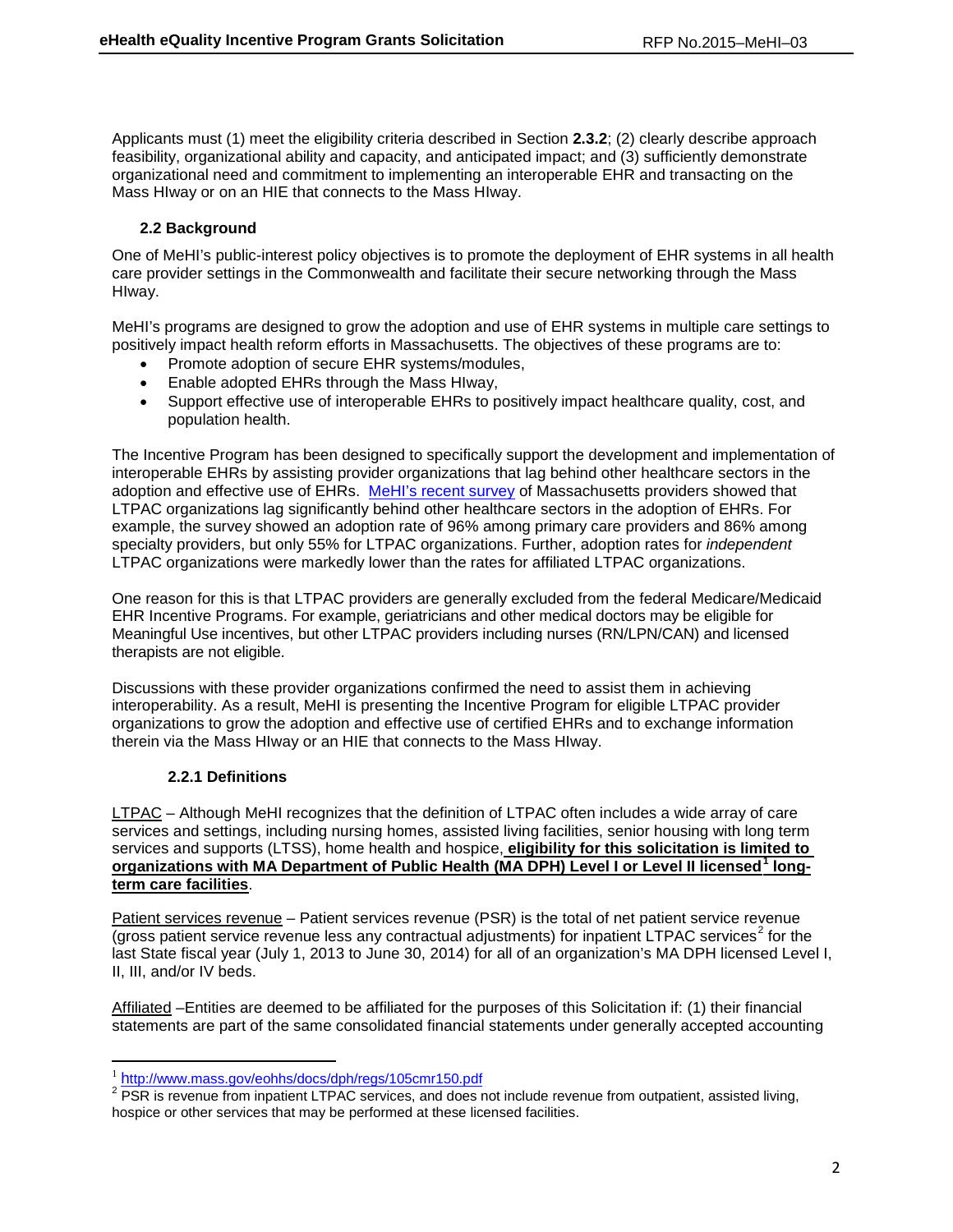Applicants must (1) meet the eligibility criteria described in Section **2.3.2**; (2) clearly describe approach feasibility, organizational ability and capacity, and anticipated impact; and (3) sufficiently demonstrate organizational need and commitment to implementing an interoperable EHR and transacting on the Mass HIway or on an HIE that connects to the Mass HIway.

### 2.2 Background

One of MeHI's public-interest policy objectives is to promote the deployment of EHR systems in all health care provider settings in the Commonwealth and facilitate their secure networking through the Mass HIway.

MeHI's programs are designed to grow the adoption and use of EHR systems in multiple care settings to positively impact health reform efforts in Massachusetts. The objectives of these programs are to:

- Promote adoption of secure EHR systems/modules,
- Enable adopted EHRs through the Mass HIway,
- Support effective use of interoperable EHRs to positively impact healthcare quality, cost, and population health.

The Incentive Program has been designed to specifically support the development and implementation of interoperable EHRs by assisting provider organizations that lag behind other healthcare sectors in the adoption and effective use of EHRs. MeHI's recent survey of Massachusetts providers showed that LTPAC organizations lag significantly behind other healthcare sectors in the adoption of EHRs. For example, the survey showed an adoption rate of 96% among primary care providers and 86% among specialty providers, but only 55% for LTPAC organizations. Further, adoption rates for *independent* LTPAC organizations were markedly lower than the rates for affiliated LTPAC organizations.

One reason for this is that LTPAC providers are generally excluded from the federal Medicare/Medicaid EHR Incentive Programs. For example, geriatricians and other medical doctors may be eligible for Meaningful Use incentives, but other LTPAC providers including nurses (RN/LPN/CAN) and licensed therapists are not eligible.

Discussions with these provider organizations confirmed the need to assist them in achieving interoperability. As a result, MeHI is presenting the Incentive Program for eligible LTPAC provider organizations to grow the adoption and effective use of certified EHRs and to exchange information therein via the Mass HIway or an HIE that connects to the Mass HIway.

#### 2.2.1 Definitions

LTPAC – Although MeHI recognizes that the definition of LTPAC often includes a wide array of care services and settings, including nursing homes, assisted living facilities, senior housing with long term services and supports (LTSS), home health and hospice, **eligibility for this solicitation is limited to organizations with MA Department of Public Health (MA DPH) Level I or Level II licensed[1] long-term care facilities**.

Patient services revenue – Patient services revenue (PSR) is the total of net patient service revenue (gross patient service revenue less any contractual adjustments) for inpatient LTPAC services[2] for the last State fiscal year (July 1, 2013 to June 30, 2014) for all of an organization's MA DPH licensed Level I, II, III, and/or IV beds.

Affiliated –Entities are deemed to be affiliated for the purposes of this Solicitation if: (1) their financial statements are part of the same consolidated financial statements under generally accepted accounting

---

[1] http://www.mass.gov/eohhs/docs/dph/regs/105cmr150.pdf

[2] PSR is revenue from inpatient LTPAC services, and does not include revenue from outpatient, assisted living, hospice or other services that may be performed at these licensed facilities.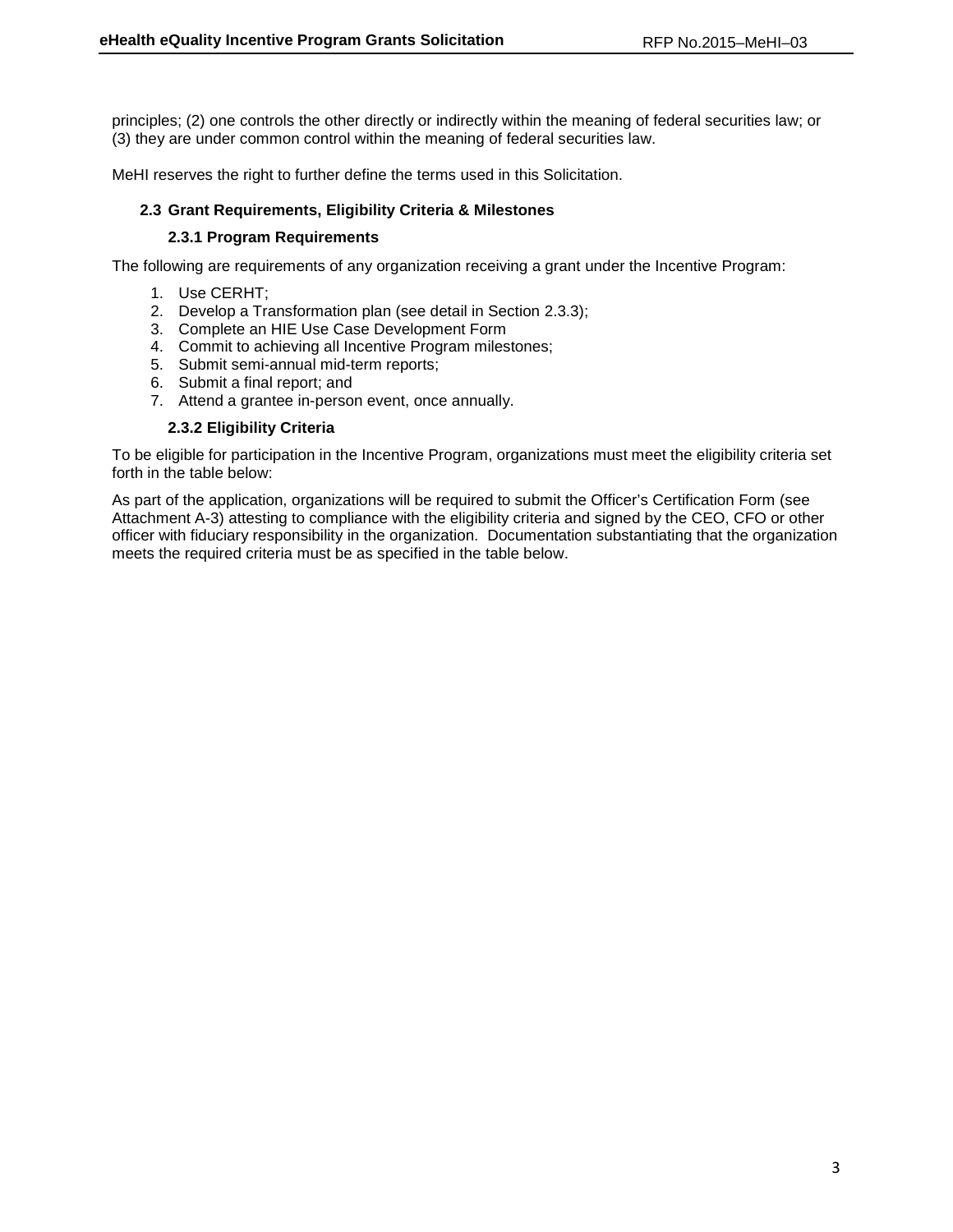principles; (2) one controls the other directly or indirectly within the meaning of federal securities law; or (3) they are under common control within the meaning of federal securities law.

MeHI reserves the right to further define the terms used in this Solicitation.

## 2.3 Grant Requirements, Eligibility Criteria & Milestones

### 2.3.1 Program Requirements

The following are requirements of any organization receiving a grant under the Incentive Program:

1. Use CERHT;
2. Develop a Transformation plan (see detail in Section 2.3.3);
3. Complete an HIE Use Case Development Form
4. Commit to achieving all Incentive Program milestones;
5. Submit semi-annual mid-term reports;
6. Submit a final report; and
7. Attend a grantee in-person event, once annually.

### 2.3.2 Eligibility Criteria

To be eligible for participation in the Incentive Program, organizations must meet the eligibility criteria set forth in the table below:

As part of the application, organizations will be required to submit the Officer's Certification Form (see Attachment A-3) attesting to compliance with the eligibility criteria and signed by the CEO, CFO or other officer with fiduciary responsibility in the organization. Documentation substantiating that the organization meets the required criteria must be as specified in the table below.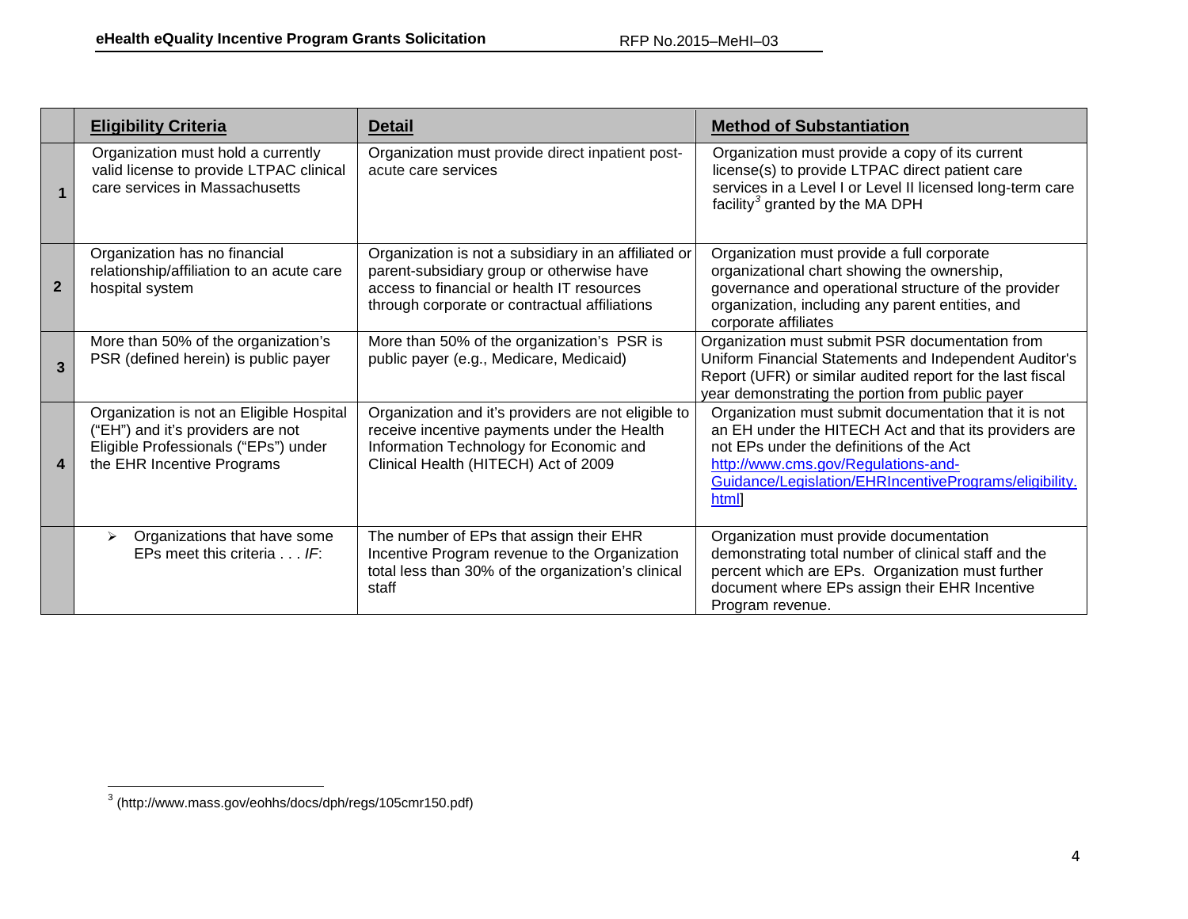| | Eligibility Criteria | Detail | Method of Substantiation |
|---|---|---|---|
| 1 | Organization must hold a currently valid license to provide LTPAC clinical care services in Massachusetts | Organization must provide direct inpatient post-acute care services | Organization must provide a copy of its current license(s) to provide LTPAC direct patient care services in a Level I or Level II licensed long-term care facility[3] granted by the MA DPH |
| 2 | Organization has no financial relationship/affiliation to an acute care hospital system | Organization is not a subsidiary in an affiliated or parent-subsidiary group or otherwise have access to financial or health IT resources through corporate or contractual affiliations | Organization must provide a full corporate organizational chart showing the ownership, governance and operational structure of the provider organization, including any parent entities, and corporate affiliates |
| 3 | More than 50% of the organization's PSR (defined herein) is public payer | More than 50% of the organization's PSR is public payer (e.g., Medicare, Medicaid) | Organization must submit PSR documentation from Uniform Financial Statements and Independent Auditor's Report (UFR) or similar audited report for the last fiscal year demonstrating the portion from public payer |
| 4 | Organization is not an Eligible Hospital ("EH") and it's providers are not Eligible Professionals ("EPs") under the EHR Incentive Programs | Organization and it's providers are not eligible to receive incentive payments under the Health Information Technology for Economic and Clinical Health (HITECH) Act of 2009 | Organization must submit documentation that it is not an EH under the HITECH Act and that its providers are not EPs under the definitions of the Act http://www.cms.gov/Regulations-and-Guidance/Legislation/EHRIncentivePrograms/eligibility.html] |
| | ➢ Organizations that have some EPs meet this criteria . . . *IF*: | The number of EPs that assign their EHR Incentive Program revenue to the Organization total less than 30% of the organization's clinical staff | Organization must provide documentation demonstrating total number of clinical staff and the percent which are EPs. Organization must further document where EPs assign their EHR Incentive Program revenue. |

[3] (http://www.mass.gov/eohhs/docs/dph/regs/105cmr150.pdf)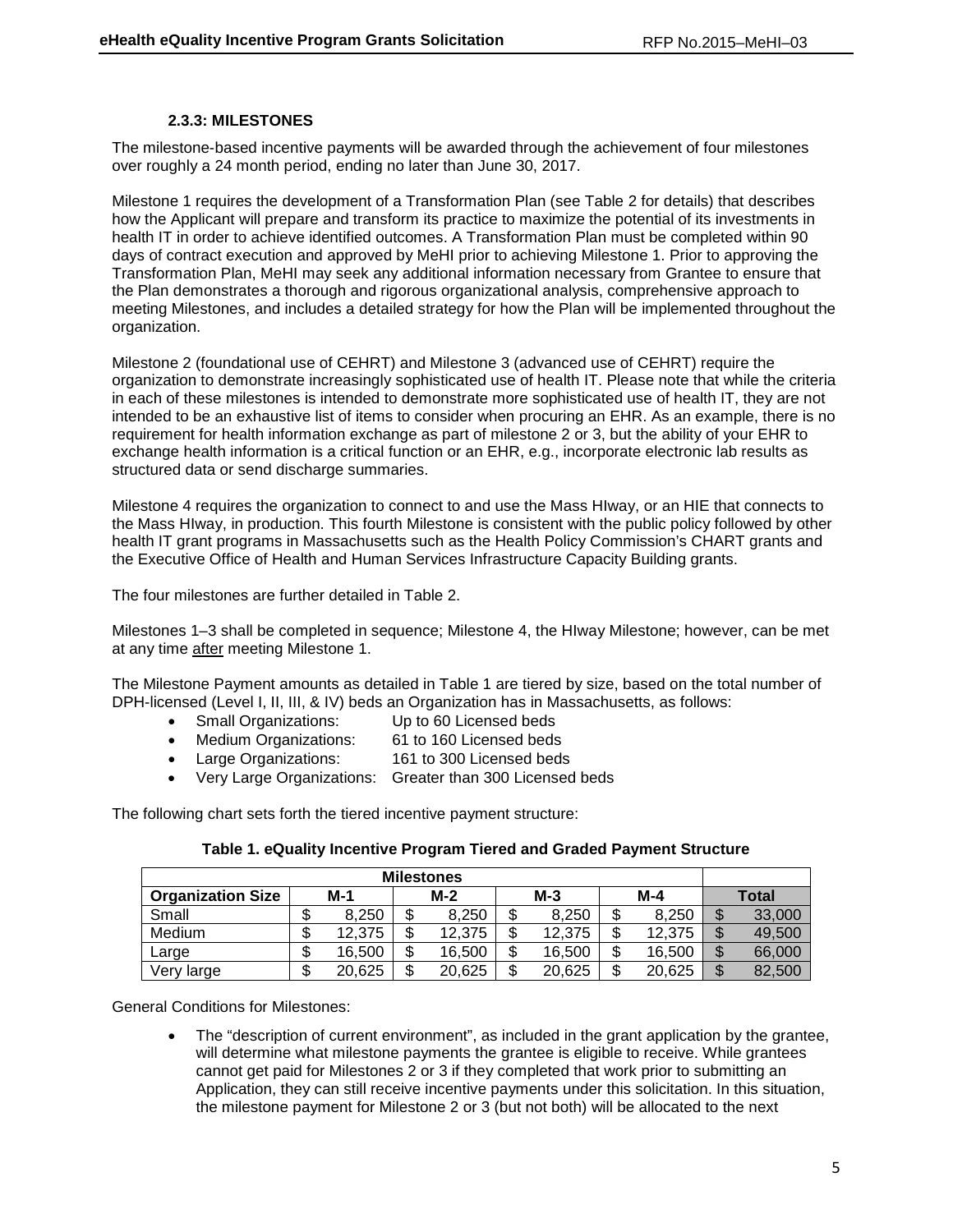### 2.3.3: MILESTONES

The milestone-based incentive payments will be awarded through the achievement of four milestones over roughly a 24 month period, ending no later than June 30, 2017.

Milestone 1 requires the development of a Transformation Plan (see Table 2 for details) that describes how the Applicant will prepare and transform its practice to maximize the potential of its investments in health IT in order to achieve identified outcomes. A Transformation Plan must be completed within 90 days of contract execution and approved by MeHI prior to achieving Milestone 1. Prior to approving the Transformation Plan, MeHI may seek any additional information necessary from Grantee to ensure that the Plan demonstrates a thorough and rigorous organizational analysis, comprehensive approach to meeting Milestones, and includes a detailed strategy for how the Plan will be implemented throughout the organization.

Milestone 2 (foundational use of CEHRT) and Milestone 3 (advanced use of CEHRT) require the organization to demonstrate increasingly sophisticated use of health IT. Please note that while the criteria in each of these milestones is intended to demonstrate more sophisticated use of health IT, they are not intended to be an exhaustive list of items to consider when procuring an EHR. As an example, there is no requirement for health information exchange as part of milestone 2 or 3, but the ability of your EHR to exchange health information is a critical function or an EHR, e.g., incorporate electronic lab results as structured data or send discharge summaries.

Milestone 4 requires the organization to connect to and use the Mass HIway, or an HIE that connects to the Mass HIway, in production. This fourth Milestone is consistent with the public policy followed by other health IT grant programs in Massachusetts such as the Health Policy Commission's CHART grants and the Executive Office of Health and Human Services Infrastructure Capacity Building grants.

The four milestones are further detailed in Table 2.

Milestones 1–3 shall be completed in sequence; Milestone 4, the HIway Milestone; however, can be met at any time after meeting Milestone 1.

The Milestone Payment amounts as detailed in Table 1 are tiered by size, based on the total number of DPH-licensed (Level I, II, III, & IV) beds an Organization has in Massachusetts, as follows:

- Small Organizations: Up to 60 Licensed beds
- Medium Organizations: 61 to 160 Licensed beds
- Large Organizations: 161 to 300 Licensed beds
- Very Large Organizations: Greater than 300 Licensed beds

The following chart sets forth the tiered incentive payment structure:

**Table 1. eQuality Incentive Program Tiered and Graded Payment Structure**

| | Milestones | | | | |
|---|---|---|---|---|---|
| **Organization Size** | **M-1** | **M-2** | **M-3** | **M-4** | **Total** |
| Small | $ 8,250 | $ 8,250 | $ 8,250 | $ 8,250 | $ 33,000 |
| Medium | $ 12,375 | $ 12,375 | $ 12,375 | $ 12,375 | $ 49,500 |
| Large | $ 16,500 | $ 16,500 | $ 16,500 | $ 16,500 | $ 66,000 |
| Very large | $ 20,625 | $ 20,625 | $ 20,625 | $ 20,625 | $ 82,500 |

General Conditions for Milestones:

- The "description of current environment", as included in the grant application by the grantee, will determine what milestone payments the grantee is eligible to receive. While grantees cannot get paid for Milestones 2 or 3 if they completed that work prior to submitting an Application, they can still receive incentive payments under this solicitation. In this situation, the milestone payment for Milestone 2 or 3 (but not both) will be allocated to the next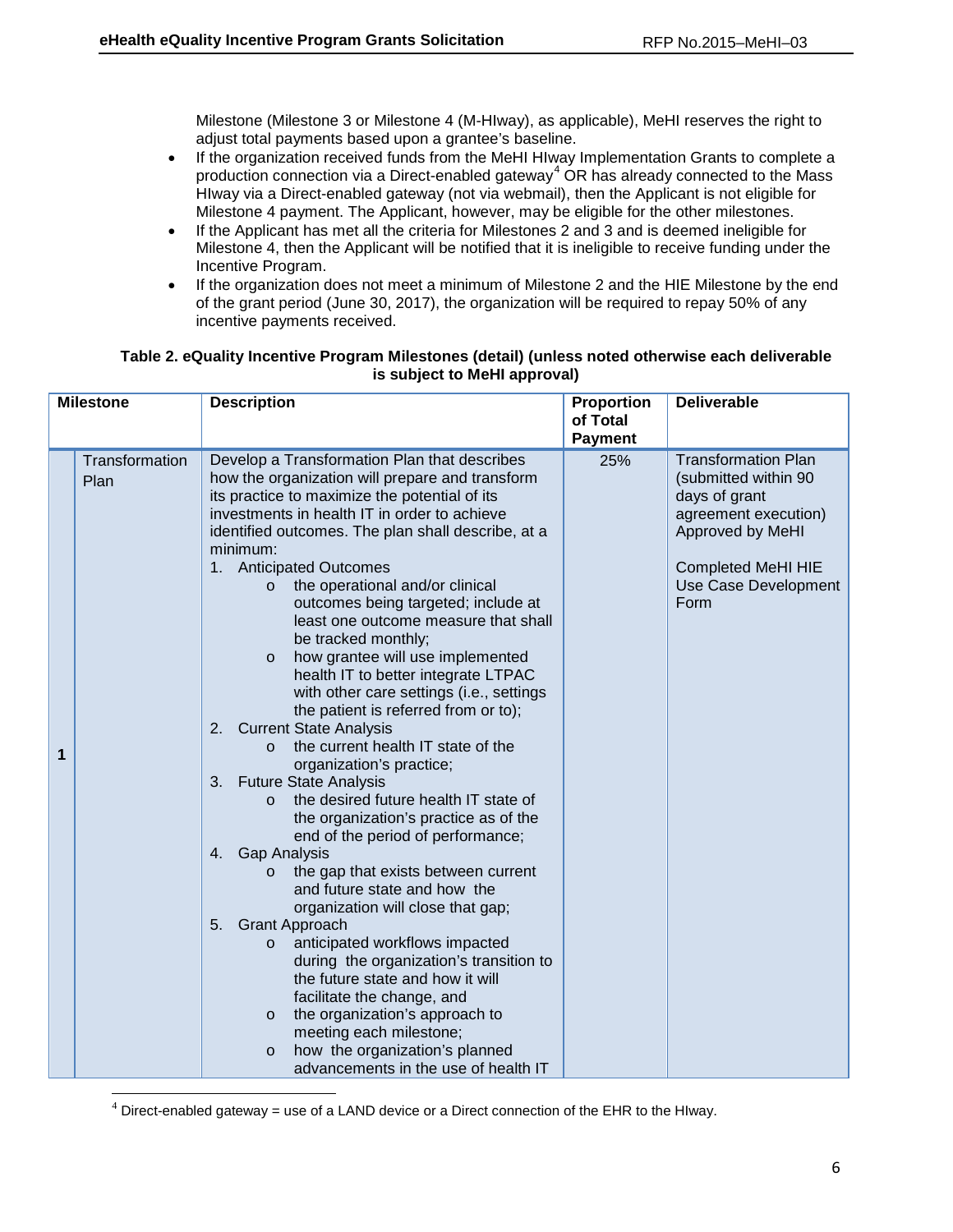Milestone (Milestone 3 or Milestone 4 (M-HIway), as applicable), MeHI reserves the right to adjust total payments based upon a grantee's baseline.

- If the organization received funds from the MeHI HIway Implementation Grants to complete a production connection via a Direct-enabled gateway[4] OR has already connected to the Mass HIway via a Direct-enabled gateway (not via webmail), then the Applicant is not eligible for Milestone 4 payment. The Applicant, however, may be eligible for the other milestones.
- If the Applicant has met all the criteria for Milestones 2 and 3 and is deemed ineligible for Milestone 4, then the Applicant will be notified that it is ineligible to receive funding under the Incentive Program.
- If the organization does not meet a minimum of Milestone 2 and the HIE Milestone by the end of the grant period (June 30, 2017), the organization will be required to repay 50% of any incentive payments received.

**Table 2. eQuality Incentive Program Milestones (detail) (unless noted otherwise each deliverable is subject to MeHI approval)**

| Milestone | | Description | Proportion of Total Payment | Deliverable |
|---|---|---|---|---|
| 1 | Transformation Plan | Develop a Transformation Plan that describes how the organization will prepare and transform its practice to maximize the potential of its investments in health IT in order to achieve identified outcomes. The plan shall describe, at a minimum:<br>1. Anticipated Outcomes<br>o the operational and/or clinical outcomes being targeted; include at least one outcome measure that shall be tracked monthly;<br>o how grantee will use implemented health IT to better integrate LTPAC with other care settings (i.e., settings the patient is referred from or to);<br>2. Current State Analysis<br>o the current health IT state of the organization's practice;<br>3. Future State Analysis<br>o the desired future health IT state of the organization's practice as of the end of the period of performance;<br>4. Gap Analysis<br>o the gap that exists between current and future state and how the organization will close that gap;<br>5. Grant Approach<br>o anticipated workflows impacted during the organization's transition to the future state and how it will facilitate the change, and<br>o the organization's approach to meeting each milestone;<br>o how the organization's planned advancements in the use of health IT | 25% | Transformation Plan (submitted within 90 days of grant agreement execution) Approved by MeHI<br><br>Completed MeHI HIE Use Case Development Form |

[4] Direct-enabled gateway = use of a LAND device or a Direct connection of the EHR to the HIway.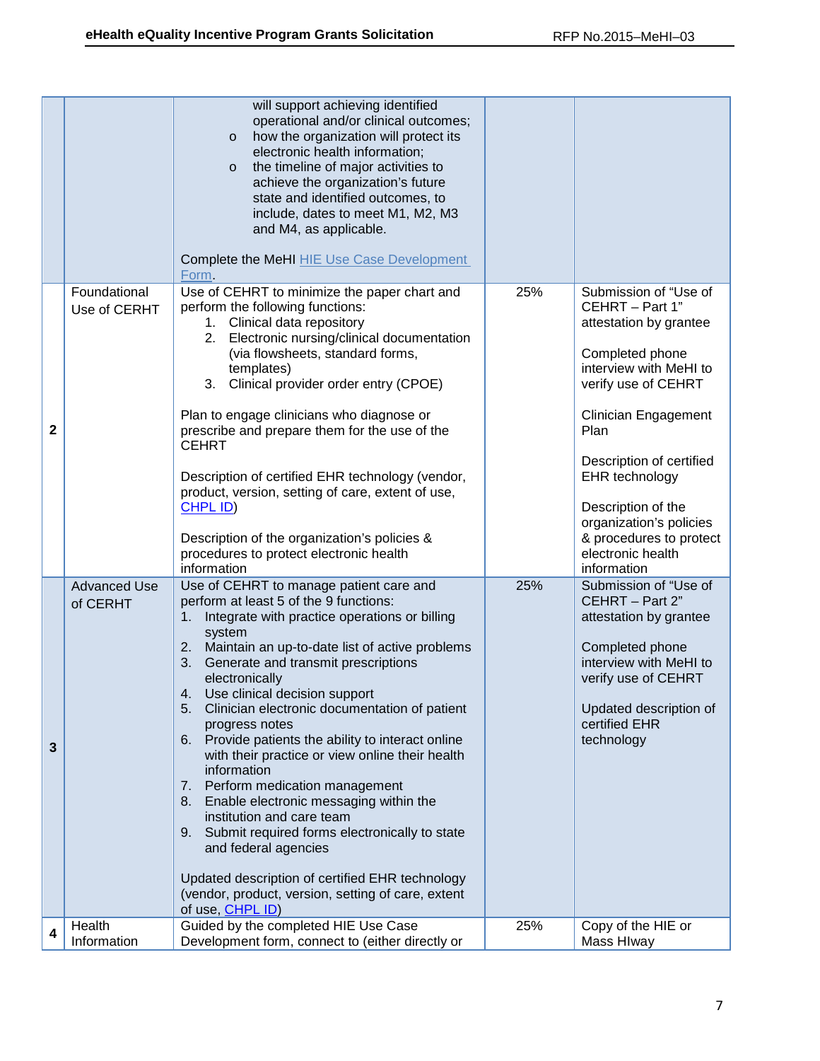| | | | | |
|---|---|---|---|---|
| | | will support achieving identified operational and/or clinical outcomes;<br>o how the organization will protect its electronic health information;<br>o the timeline of major activities to achieve the organization's future state and identified outcomes, to include, dates to meet M1, M2, M3 and M4, as applicable.<br><br>Complete the MeHI HIE Use Case Development Form. | | |
| **2** | Foundational Use of CERHT | Use of CEHRT to minimize the paper chart and perform the following functions:<br>1. Clinical data repository<br>2. Electronic nursing/clinical documentation (via flowsheets, standard forms, templates)<br>3. Clinical provider order entry (CPOE)<br><br>Plan to engage clinicians who diagnose or prescribe and prepare them for the use of the CEHRT<br><br>Description of certified EHR technology (vendor, product, version, setting of care, extent of use, CHPL ID)<br><br>Description of the organization's policies & procedures to protect electronic health information | 25% | Submission of "Use of CEHRT – Part 1" attestation by grantee<br><br>Completed phone interview with MeHI to verify use of CEHRT<br><br>Clinician Engagement Plan<br><br>Description of certified EHR technology<br><br>Description of the organization's policies & procedures to protect electronic health information |
| **3** | Advanced Use of CERHT | Use of CEHRT to manage patient care and perform at least 5 of the 9 functions:<br>1. Integrate with practice operations or billing system<br>2. Maintain an up-to-date list of active problems<br>3. Generate and transmit prescriptions electronically<br>4. Use clinical decision support<br>5. Clinician electronic documentation of patient progress notes<br>6. Provide patients the ability to interact online with their practice or view online their health information<br>7. Perform medication management<br>8. Enable electronic messaging within the institution and care team<br>9. Submit required forms electronically to state and federal agencies<br><br>Updated description of certified EHR technology (vendor, product, version, setting of care, extent of use, CHPL ID) | 25% | Submission of "Use of CEHRT – Part 2" attestation by grantee<br><br>Completed phone interview with MeHI to verify use of CEHRT<br><br>Updated description of certified EHR technology |
| **4** | Health Information | Guided by the completed HIE Use Case Development form, connect to (either directly or | 25% | Copy of the HIE or Mass HIway |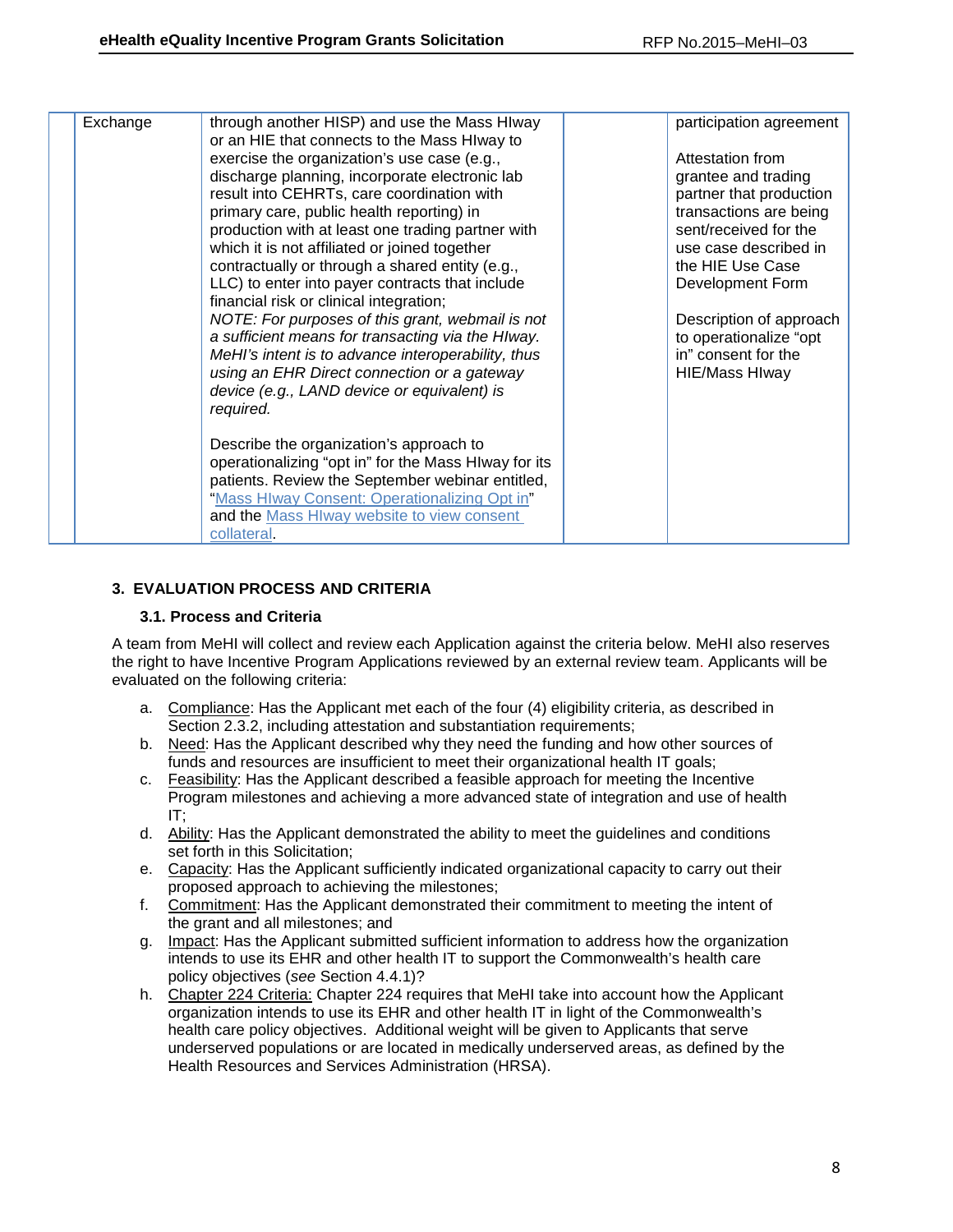| | Exchange | through another HISP) and use the Mass HIway or an HIE that connects to the Mass HIway to exercise the organization's use case (e.g., discharge planning, incorporate electronic lab result into CEHRTs, care coordination with primary care, public health reporting) in production with at least one trading partner with which it is not affiliated or joined together contractually or through a shared entity (e.g., LLC) to enter into payer contracts that include financial risk or clinical integration;<br>*NOTE: For purposes of this grant, webmail is not a sufficient means for transacting via the HIway. MeHI's intent is to advance interoperability, thus using an EHR Direct connection or a gateway device (e.g., LAND device or equivalent) is required.*<br><br>Describe the organization's approach to operationalizing "opt in" for the Mass HIway for its patients. Review the September webinar entitled, "Mass HIway Consent: Operationalizing Opt in" and the Mass HIway website to view consent collateral. | | participation agreement<br><br>Attestation from grantee and trading partner that production transactions are being sent/received for the use case described in the HIE Use Case Development Form<br><br>Description of approach to operationalize "opt in" consent for the HIE/Mass HIway |
|---|---|---|---|---|

## 3. EVALUATION PROCESS AND CRITERIA

### 3.1. Process and Criteria

A team from MeHI will collect and review each Application against the criteria below. MeHI also reserves the right to have Incentive Program Applications reviewed by an external review team. Applicants will be evaluated on the following criteria:

a. Compliance: Has the Applicant met each of the four (4) eligibility criteria, as described in Section 2.3.2, including attestation and substantiation requirements;
b. Need: Has the Applicant described why they need the funding and how other sources of funds and resources are insufficient to meet their organizational health IT goals;
c. Feasibility: Has the Applicant described a feasible approach for meeting the Incentive Program milestones and achieving a more advanced state of integration and use of health IT;
d. Ability: Has the Applicant demonstrated the ability to meet the guidelines and conditions set forth in this Solicitation;
e. Capacity: Has the Applicant sufficiently indicated organizational capacity to carry out their proposed approach to achieving the milestones;
f. Commitment: Has the Applicant demonstrated their commitment to meeting the intent of the grant and all milestones; and
g. Impact: Has the Applicant submitted sufficient information to address how the organization intends to use its EHR and other health IT to support the Commonwealth's health care policy objectives (*see* Section 4.4.1)?
h. Chapter 224 Criteria: Chapter 224 requires that MeHI take into account how the Applicant organization intends to use its EHR and other health IT in light of the Commonwealth's health care policy objectives. Additional weight will be given to Applicants that serve underserved populations or are located in medically underserved areas, as defined by the Health Resources and Services Administration (HRSA).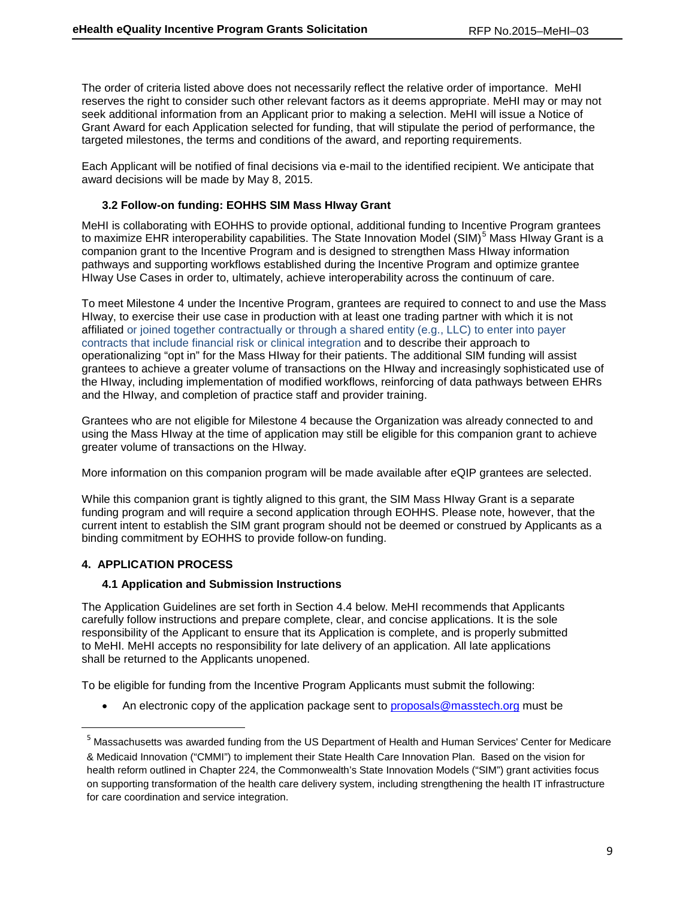The order of criteria listed above does not necessarily reflect the relative order of importance. MeHI reserves the right to consider such other relevant factors as it deems appropriate. MeHI may or may not seek additional information from an Applicant prior to making a selection. MeHI will issue a Notice of Grant Award for each Application selected for funding, that will stipulate the period of performance, the targeted milestones, the terms and conditions of the award, and reporting requirements.

Each Applicant will be notified of final decisions via e-mail to the identified recipient. We anticipate that award decisions will be made by May 8, 2015.

### 3.2 Follow-on funding: EOHHS SIM Mass HIway Grant

MeHI is collaborating with EOHHS to provide optional, additional funding to Incentive Program grantees to maximize EHR interoperability capabilities. The State Innovation Model (SIM)[5] Mass HIway Grant is a companion grant to the Incentive Program and is designed to strengthen Mass HIway information pathways and supporting workflows established during the Incentive Program and optimize grantee HIway Use Cases in order to, ultimately, achieve interoperability across the continuum of care.

To meet Milestone 4 under the Incentive Program, grantees are required to connect to and use the Mass HIway, to exercise their use case in production with at least one trading partner with which it is not affiliated or joined together contractually or through a shared entity (e.g., LLC) to enter into payer contracts that include financial risk or clinical integration and to describe their approach to operationalizing "opt in" for the Mass HIway for their patients. The additional SIM funding will assist grantees to achieve a greater volume of transactions on the HIway and increasingly sophisticated use of the HIway, including implementation of modified workflows, reinforcing of data pathways between EHRs and the HIway, and completion of practice staff and provider training.

Grantees who are not eligible for Milestone 4 because the Organization was already connected to and using the Mass HIway at the time of application may still be eligible for this companion grant to achieve greater volume of transactions on the HIway.

More information on this companion program will be made available after eQIP grantees are selected.

While this companion grant is tightly aligned to this grant, the SIM Mass HIway Grant is a separate funding program and will require a second application through EOHHS. Please note, however, that the current intent to establish the SIM grant program should not be deemed or construed by Applicants as a binding commitment by EOHHS to provide follow-on funding.

## 4. APPLICATION PROCESS

### 4.1 Application and Submission Instructions

The Application Guidelines are set forth in Section 4.4 below. MeHI recommends that Applicants carefully follow instructions and prepare complete, clear, and concise applications. It is the sole responsibility of the Applicant to ensure that its Application is complete, and is properly submitted to MeHI. MeHI accepts no responsibility for late delivery of an application. All late applications shall be returned to the Applicants unopened.

To be eligible for funding from the Incentive Program Applicants must submit the following:

- An electronic copy of the application package sent to proposals@masstech.org must be

---

[5] Massachusetts was awarded funding from the US Department of Health and Human Services' Center for Medicare & Medicaid Innovation ("CMMI") to implement their State Health Care Innovation Plan. Based on the vision for health reform outlined in Chapter 224, the Commonwealth's State Innovation Models ("SIM") grant activities focus on supporting transformation of the health care delivery system, including strengthening the health IT infrastructure for care coordination and service integration.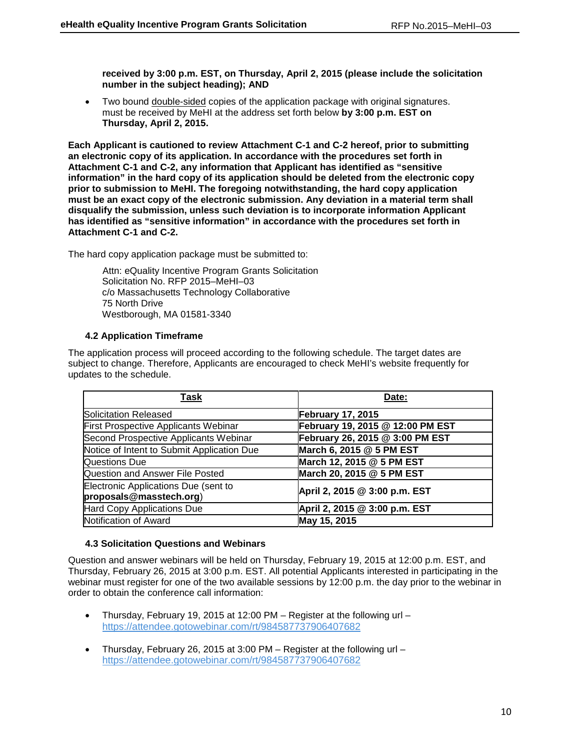**received by 3:00 p.m. EST, on Thursday, April 2, 2015 (please include the solicitation number in the subject heading); AND**

- Two bound double-sided copies of the application package with original signatures. must be received by MeHI at the address set forth below **by 3:00 p.m. EST on Thursday, April 2, 2015.**

**Each Applicant is cautioned to review Attachment C-1 and C-2 hereof, prior to submitting an electronic copy of its application. In accordance with the procedures set forth in Attachment C-1 and C-2, any information that Applicant has identified as "sensitive information" in the hard copy of its application should be deleted from the electronic copy prior to submission to MeHI. The foregoing notwithstanding, the hard copy application must be an exact copy of the electronic submission. Any deviation in a material term shall disqualify the submission, unless such deviation is to incorporate information Applicant has identified as "sensitive information" in accordance with the procedures set forth in Attachment C-1 and C-2.**

The hard copy application package must be submitted to:

> Attn: eQuality Incentive Program Grants Solicitation
> Solicitation No. RFP 2015–MeHI–03
> c/o Massachusetts Technology Collaborative
> 75 North Drive
> Westborough, MA 01581-3340

### 4.2 Application Timeframe

The application process will proceed according to the following schedule. The target dates are subject to change. Therefore, Applicants are encouraged to check MeHI's website frequently for updates to the schedule.

| Task | Date: |
|---|---|
| Solicitation Released | **February 17, 2015** |
| First Prospective Applicants Webinar | **February 19, 2015 @ 12:00 PM EST** |
| Second Prospective Applicants Webinar | **February 26, 2015 @ 3:00 PM EST** |
| Notice of Intent to Submit Application Due | **March 6, 2015 @ 5 PM EST** |
| Questions Due | **March 12, 2015 @ 5 PM EST** |
| Question and Answer File Posted | **March 20, 2015 @ 5 PM EST** |
| Electronic Applications Due (sent to **proposals@masstech.org**) | **April 2, 2015 @ 3:00 p.m. EST** |
| Hard Copy Applications Due | **April 2, 2015 @ 3:00 p.m. EST** |
| Notification of Award | **May 15, 2015** |

### 4.3 Solicitation Questions and Webinars

Question and answer webinars will be held on Thursday, February 19, 2015 at 12:00 p.m. EST, and Thursday, February 26, 2015 at 3:00 p.m. EST. All potential Applicants interested in participating in the webinar must register for one of the two available sessions by 12:00 p.m. the day prior to the webinar in order to obtain the conference call information:

- Thursday, February 19, 2015 at 12:00 PM – Register at the following url – https://attendee.gotowebinar.com/rt/984587737906407682

- Thursday, February 26, 2015 at 3:00 PM – Register at the following url – https://attendee.gotowebinar.com/rt/984587737906407682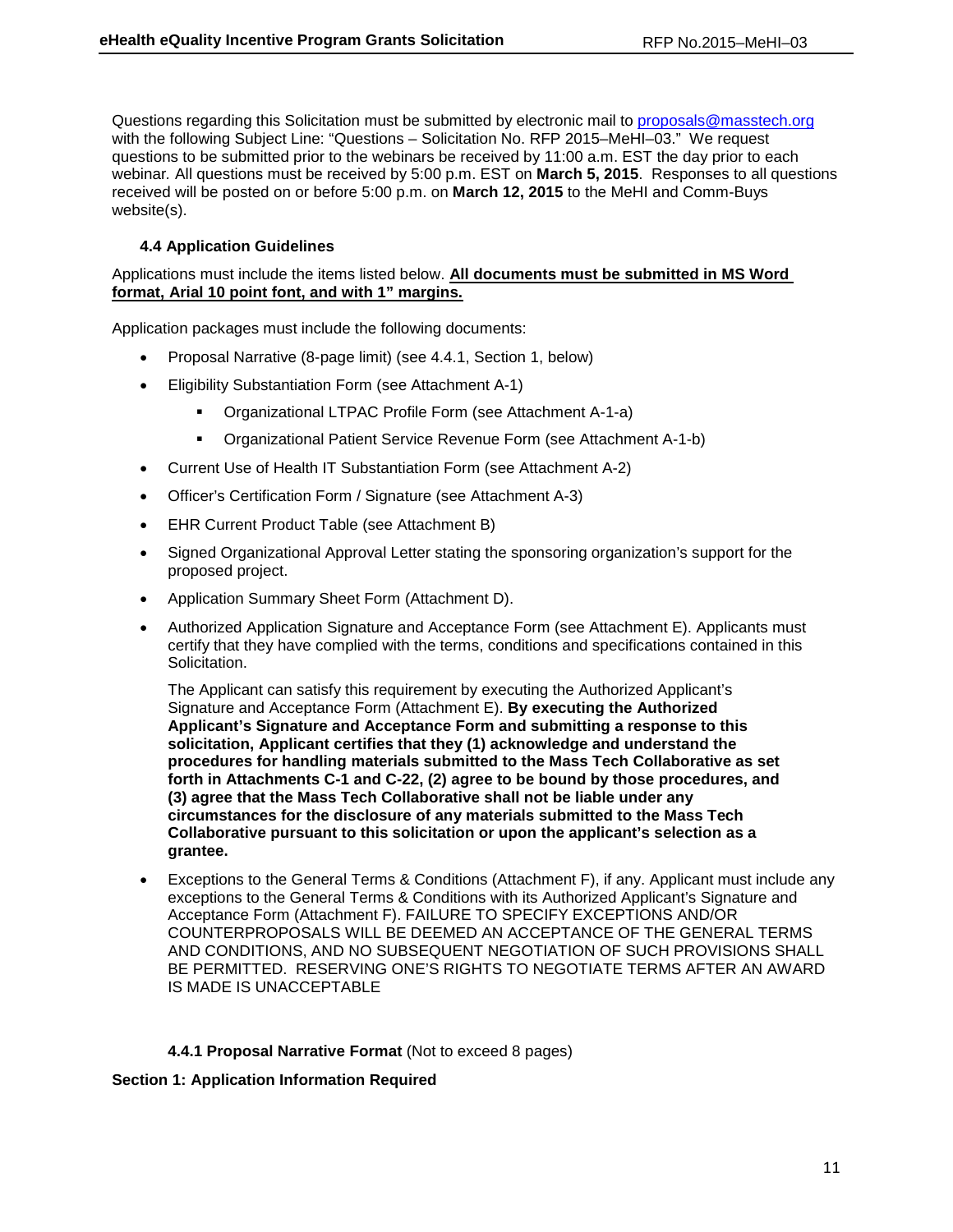Questions regarding this Solicitation must be submitted by electronic mail to [proposals@masstech.org](mailto:proposals@masstech.org) with the following Subject Line: "Questions – Solicitation No. RFP 2015–MeHI–03." We request questions to be submitted prior to the webinars be received by 11:00 a.m. EST the day prior to each webinar. All questions must be received by 5:00 p.m. EST on **March 5, 2015**. Responses to all questions received will be posted on or before 5:00 p.m. on **March 12, 2015** to the MeHI and Comm-Buys website(s).

### 4.4 Application Guidelines

Applications must include the items listed below. **All documents must be submitted in MS Word format, Arial 10 point font, and with 1" margins.**

Application packages must include the following documents:

- Proposal Narrative (8-page limit) (see 4.4.1, Section 1, below)
- Eligibility Substantiation Form (see Attachment A-1)
  - Organizational LTPAC Profile Form (see Attachment A-1-a)
  - Organizational Patient Service Revenue Form (see Attachment A-1-b)
- Current Use of Health IT Substantiation Form (see Attachment A-2)
- Officer's Certification Form / Signature (see Attachment A-3)
- EHR Current Product Table (see Attachment B)
- Signed Organizational Approval Letter stating the sponsoring organization's support for the proposed project.
- Application Summary Sheet Form (Attachment D).
- Authorized Application Signature and Acceptance Form (see Attachment E). Applicants must certify that they have complied with the terms, conditions and specifications contained in this Solicitation.

  The Applicant can satisfy this requirement by executing the Authorized Applicant's Signature and Acceptance Form (Attachment E). **By executing the Authorized Applicant's Signature and Acceptance Form and submitting a response to this solicitation, Applicant certifies that they (1) acknowledge and understand the procedures for handling materials submitted to the Mass Tech Collaborative as set forth in Attachments C-1 and C-22, (2) agree to be bound by those procedures, and (3) agree that the Mass Tech Collaborative shall not be liable under any circumstances for the disclosure of any materials submitted to the Mass Tech Collaborative pursuant to this solicitation or upon the applicant's selection as a grantee.**
- Exceptions to the General Terms & Conditions (Attachment F), if any. Applicant must include any exceptions to the General Terms & Conditions with its Authorized Applicant's Signature and Acceptance Form (Attachment F). FAILURE TO SPECIFY EXCEPTIONS AND/OR COUNTERPROPOSALS WILL BE DEEMED AN ACCEPTANCE OF THE GENERAL TERMS AND CONDITIONS, AND NO SUBSEQUENT NEGOTIATION OF SUCH PROVISIONS SHALL BE PERMITTED. RESERVING ONE'S RIGHTS TO NEGOTIATE TERMS AFTER AN AWARD IS MADE IS UNACCEPTABLE

#### 4.4.1 Proposal Narrative Format (Not to exceed 8 pages)

**Section 1: Application Information Required**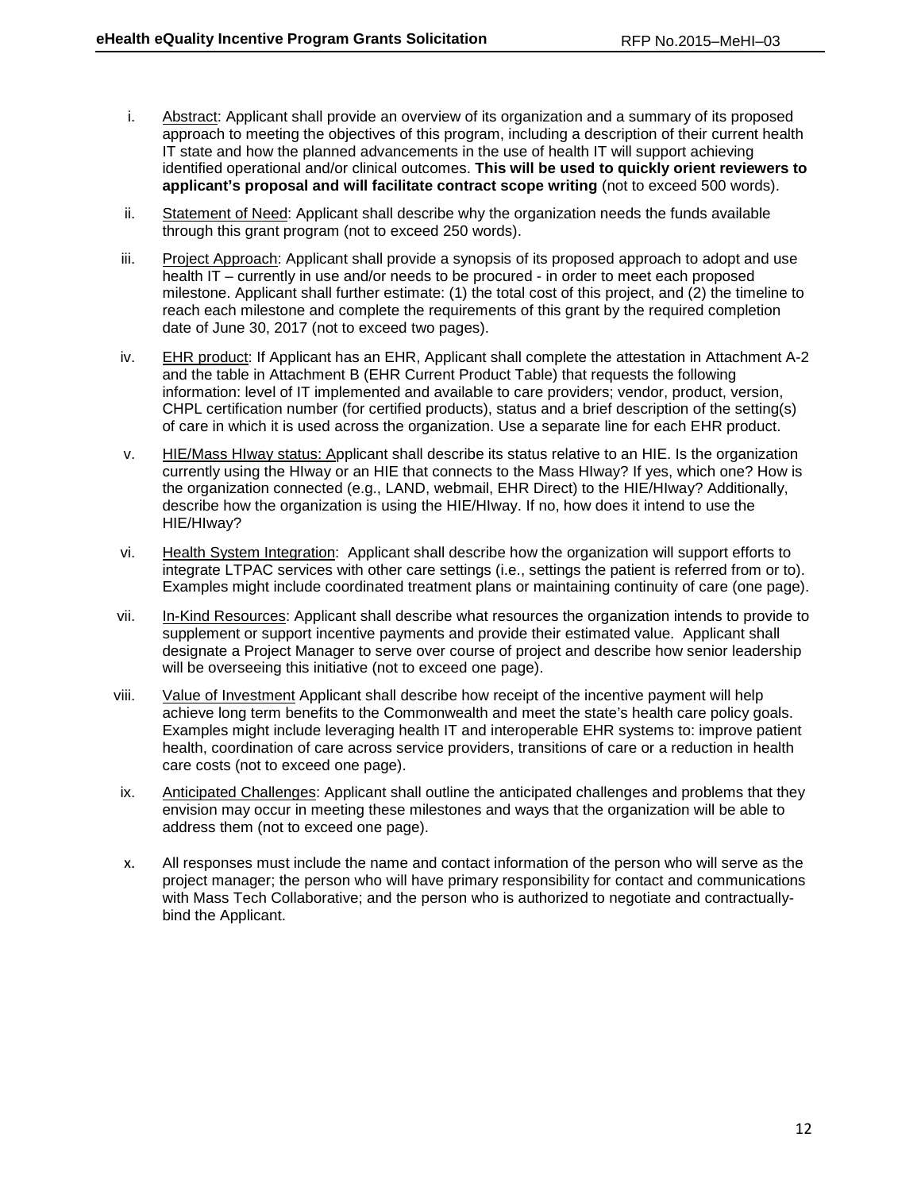i. Abstract: Applicant shall provide an overview of its organization and a summary of its proposed approach to meeting the objectives of this program, including a description of their current health IT state and how the planned advancements in the use of health IT will support achieving identified operational and/or clinical outcomes. **This will be used to quickly orient reviewers to applicant's proposal and will facilitate contract scope writing** (not to exceed 500 words).

ii. Statement of Need: Applicant shall describe why the organization needs the funds available through this grant program (not to exceed 250 words).

iii. Project Approach: Applicant shall provide a synopsis of its proposed approach to adopt and use health IT – currently in use and/or needs to be procured - in order to meet each proposed milestone. Applicant shall further estimate: (1) the total cost of this project, and (2) the timeline to reach each milestone and complete the requirements of this grant by the required completion date of June 30, 2017 (not to exceed two pages).

iv. EHR product: If Applicant has an EHR, Applicant shall complete the attestation in Attachment A-2 and the table in Attachment B (EHR Current Product Table) that requests the following information: level of IT implemented and available to care providers; vendor, product, version, CHPL certification number (for certified products), status and a brief description of the setting(s) of care in which it is used across the organization. Use a separate line for each EHR product.

v. HIE/Mass HIway status: Applicant shall describe its status relative to an HIE. Is the organization currently using the HIway or an HIE that connects to the Mass HIway? If yes, which one? How is the organization connected (e.g., LAND, webmail, EHR Direct) to the HIE/HIway? Additionally, describe how the organization is using the HIE/HIway. If no, how does it intend to use the HIE/HIway?

vi. Health System Integration: Applicant shall describe how the organization will support efforts to integrate LTPAC services with other care settings (i.e., settings the patient is referred from or to). Examples might include coordinated treatment plans or maintaining continuity of care (one page).

vii. In-Kind Resources: Applicant shall describe what resources the organization intends to provide to supplement or support incentive payments and provide their estimated value. Applicant shall designate a Project Manager to serve over course of project and describe how senior leadership will be overseeing this initiative (not to exceed one page).

viii. Value of Investment Applicant shall describe how receipt of the incentive payment will help achieve long term benefits to the Commonwealth and meet the state's health care policy goals. Examples might include leveraging health IT and interoperable EHR systems to: improve patient health, coordination of care across service providers, transitions of care or a reduction in health care costs (not to exceed one page).

ix. Anticipated Challenges: Applicant shall outline the anticipated challenges and problems that they envision may occur in meeting these milestones and ways that the organization will be able to address them (not to exceed one page).

x. All responses must include the name and contact information of the person who will serve as the project manager; the person who will have primary responsibility for contact and communications with Mass Tech Collaborative; and the person who is authorized to negotiate and contractually-bind the Applicant.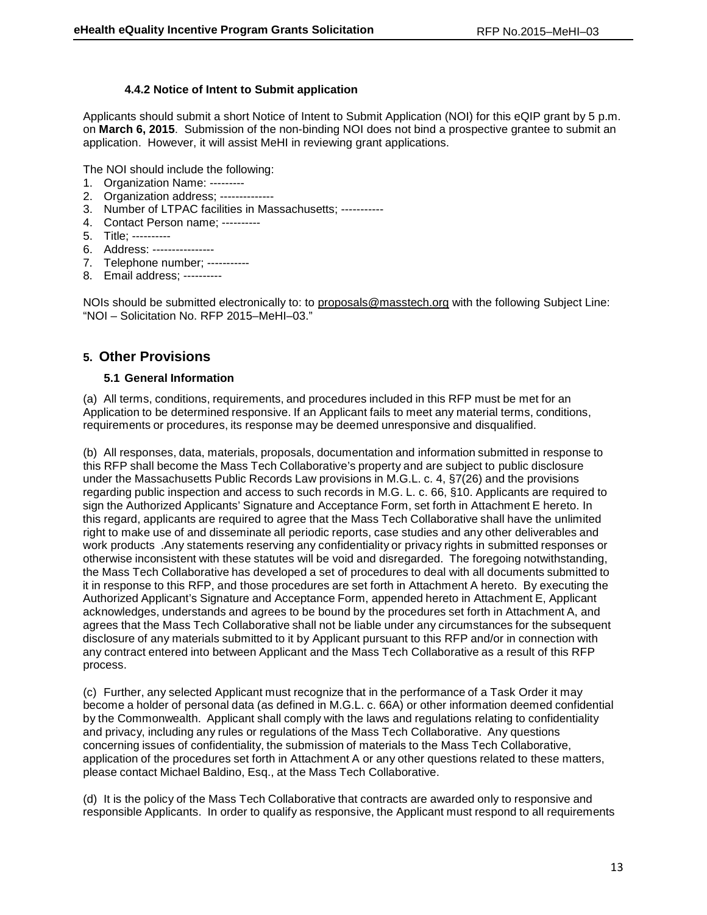#### 4.4.2 Notice of Intent to Submit application

Applicants should submit a short Notice of Intent to Submit Application (NOI) for this eQIP grant by 5 p.m. on **March 6, 2015**. Submission of the non-binding NOI does not bind a prospective grantee to submit an application. However, it will assist MeHI in reviewing grant applications.

The NOI should include the following:

1. Organization Name: ---------
2. Organization address; --------------
3. Number of LTPAC facilities in Massachusetts; -----------
4. Contact Person name; ----------
5. Title; ----------
6. Address: ----------------
7. Telephone number; -----------
8. Email address; ----------

NOIs should be submitted electronically to: to proposals@masstech.org with the following Subject Line: "NOI – Solicitation No. RFP 2015–MeHI–03."

## 5. Other Provisions

### 5.1 General Information

(a) All terms, conditions, requirements, and procedures included in this RFP must be met for an Application to be determined responsive. If an Applicant fails to meet any material terms, conditions, requirements or procedures, its response may be deemed unresponsive and disqualified.

(b) All responses, data, materials, proposals, documentation and information submitted in response to this RFP shall become the Mass Tech Collaborative's property and are subject to public disclosure under the Massachusetts Public Records Law provisions in M.G.L. c. 4, §7(26) and the provisions regarding public inspection and access to such records in M.G. L. c. 66, §10. Applicants are required to sign the Authorized Applicants' Signature and Acceptance Form, set forth in Attachment E hereto. In this regard, applicants are required to agree that the Mass Tech Collaborative shall have the unlimited right to make use of and disseminate all periodic reports, case studies and any other deliverables and work products .Any statements reserving any confidentiality or privacy rights in submitted responses or otherwise inconsistent with these statutes will be void and disregarded. The foregoing notwithstanding, the Mass Tech Collaborative has developed a set of procedures to deal with all documents submitted to it in response to this RFP, and those procedures are set forth in Attachment A hereto. By executing the Authorized Applicant's Signature and Acceptance Form, appended hereto in Attachment E, Applicant acknowledges, understands and agrees to be bound by the procedures set forth in Attachment A, and agrees that the Mass Tech Collaborative shall not be liable under any circumstances for the subsequent disclosure of any materials submitted to it by Applicant pursuant to this RFP and/or in connection with any contract entered into between Applicant and the Mass Tech Collaborative as a result of this RFP process.

(c) Further, any selected Applicant must recognize that in the performance of a Task Order it may become a holder of personal data (as defined in M.G.L. c. 66A) or other information deemed confidential by the Commonwealth. Applicant shall comply with the laws and regulations relating to confidentiality and privacy, including any rules or regulations of the Mass Tech Collaborative. Any questions concerning issues of confidentiality, the submission of materials to the Mass Tech Collaborative, application of the procedures set forth in Attachment A or any other questions related to these matters, please contact Michael Baldino, Esq., at the Mass Tech Collaborative.

(d) It is the policy of the Mass Tech Collaborative that contracts are awarded only to responsive and responsible Applicants. In order to qualify as responsive, the Applicant must respond to all requirements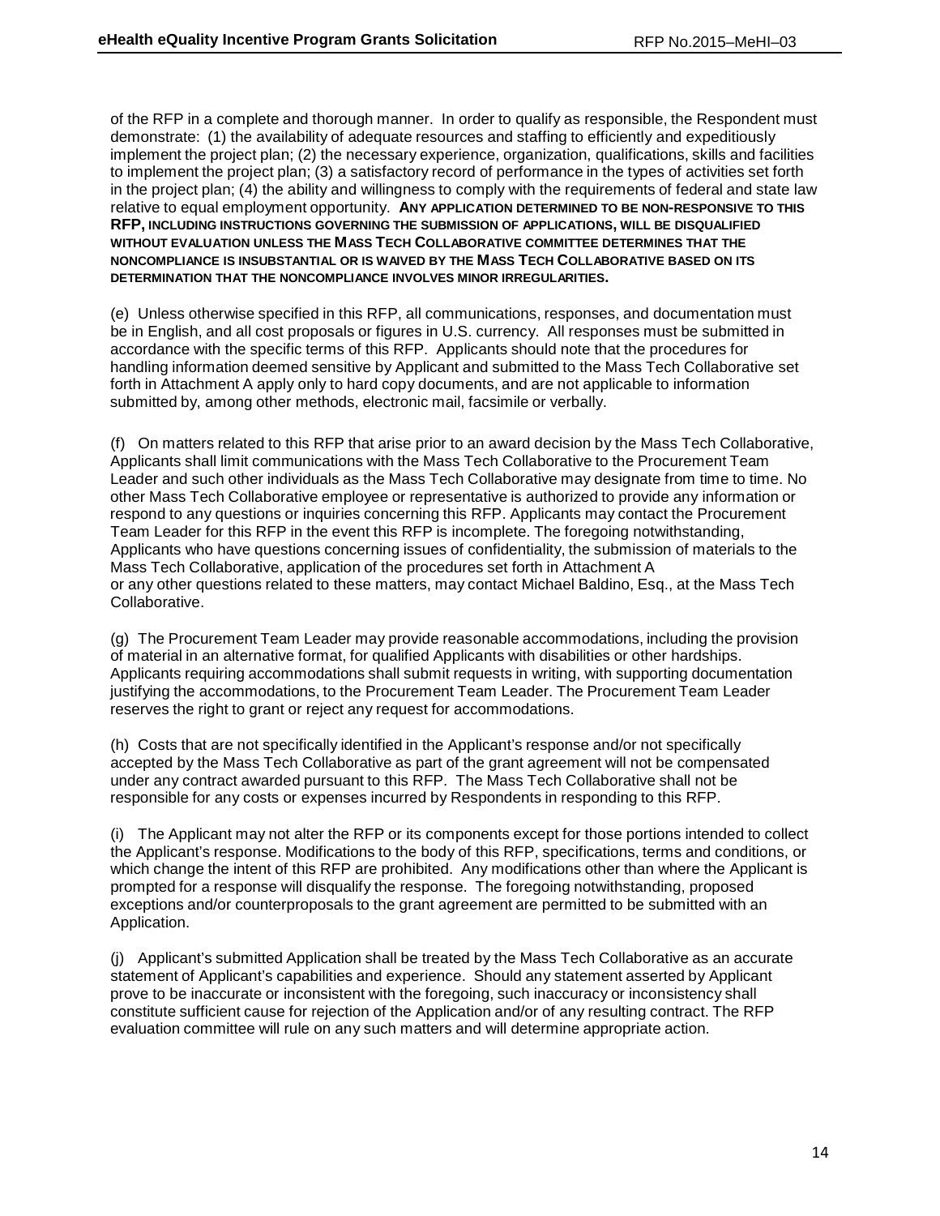of the RFP in a complete and thorough manner. In order to qualify as responsible, the Respondent must demonstrate: (1) the availability of adequate resources and staffing to efficiently and expeditiously implement the project plan; (2) the necessary experience, organization, qualifications, skills and facilities to implement the project plan; (3) a satisfactory record of performance in the types of activities set forth in the project plan; (4) the ability and willingness to comply with the requirements of federal and state law relative to equal employment opportunity. **ANY APPLICATION DETERMINED TO BE NON-RESPONSIVE TO THIS RFP, INCLUDING INSTRUCTIONS GOVERNING THE SUBMISSION OF APPLICATIONS, WILL BE DISQUALIFIED WITHOUT EVALUATION UNLESS THE MASS TECH COLLABORATIVE COMMITTEE DETERMINES THAT THE NONCOMPLIANCE IS INSUBSTANTIAL OR IS WAIVED BY THE MASS TECH COLLABORATIVE BASED ON ITS DETERMINATION THAT THE NONCOMPLIANCE INVOLVES MINOR IRREGULARITIES.**

(e) Unless otherwise specified in this RFP, all communications, responses, and documentation must be in English, and all cost proposals or figures in U.S. currency. All responses must be submitted in accordance with the specific terms of this RFP. Applicants should note that the procedures for handling information deemed sensitive by Applicant and submitted to the Mass Tech Collaborative set forth in Attachment A apply only to hard copy documents, and are not applicable to information submitted by, among other methods, electronic mail, facsimile or verbally.

(f) On matters related to this RFP that arise prior to an award decision by the Mass Tech Collaborative, Applicants shall limit communications with the Mass Tech Collaborative to the Procurement Team Leader and such other individuals as the Mass Tech Collaborative may designate from time to time. No other Mass Tech Collaborative employee or representative is authorized to provide any information or respond to any questions or inquiries concerning this RFP. Applicants may contact the Procurement Team Leader for this RFP in the event this RFP is incomplete. The foregoing notwithstanding, Applicants who have questions concerning issues of confidentiality, the submission of materials to the Mass Tech Collaborative, application of the procedures set forth in Attachment A or any other questions related to these matters, may contact Michael Baldino, Esq., at the Mass Tech Collaborative.

(g) The Procurement Team Leader may provide reasonable accommodations, including the provision of material in an alternative format, for qualified Applicants with disabilities or other hardships. Applicants requiring accommodations shall submit requests in writing, with supporting documentation justifying the accommodations, to the Procurement Team Leader. The Procurement Team Leader reserves the right to grant or reject any request for accommodations.

(h) Costs that are not specifically identified in the Applicant's response and/or not specifically accepted by the Mass Tech Collaborative as part of the grant agreement will not be compensated under any contract awarded pursuant to this RFP. The Mass Tech Collaborative shall not be responsible for any costs or expenses incurred by Respondents in responding to this RFP.

(i) The Applicant may not alter the RFP or its components except for those portions intended to collect the Applicant's response. Modifications to the body of this RFP, specifications, terms and conditions, or which change the intent of this RFP are prohibited. Any modifications other than where the Applicant is prompted for a response will disqualify the response. The foregoing notwithstanding, proposed exceptions and/or counterproposals to the grant agreement are permitted to be submitted with an Application.

(j) Applicant's submitted Application shall be treated by the Mass Tech Collaborative as an accurate statement of Applicant's capabilities and experience. Should any statement asserted by Applicant prove to be inaccurate or inconsistent with the foregoing, such inaccuracy or inconsistency shall constitute sufficient cause for rejection of the Application and/or of any resulting contract. The RFP evaluation committee will rule on any such matters and will determine appropriate action.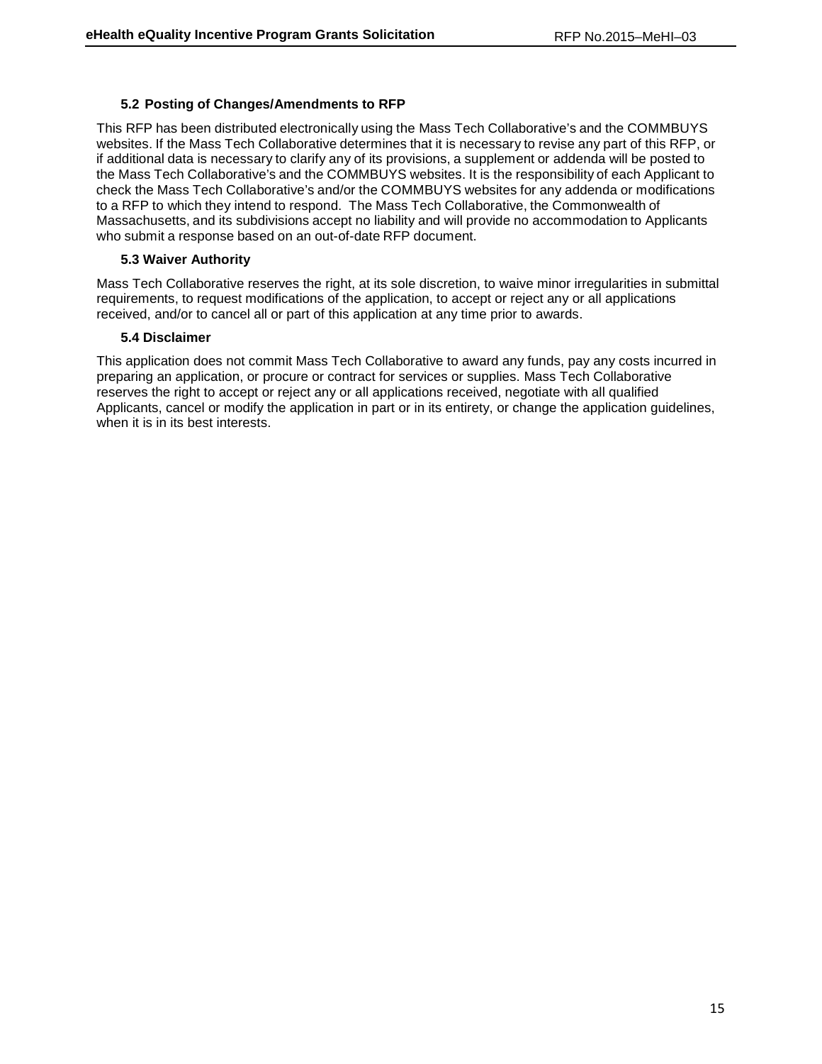### 5.2 Posting of Changes/Amendments to RFP

This RFP has been distributed electronically using the Mass Tech Collaborative's and the COMMBUYS websites. If the Mass Tech Collaborative determines that it is necessary to revise any part of this RFP, or if additional data is necessary to clarify any of its provisions, a supplement or addenda will be posted to the Mass Tech Collaborative's and the COMMBUYS websites. It is the responsibility of each Applicant to check the Mass Tech Collaborative's and/or the COMMBUYS websites for any addenda or modifications to a RFP to which they intend to respond. The Mass Tech Collaborative, the Commonwealth of Massachusetts, and its subdivisions accept no liability and will provide no accommodation to Applicants who submit a response based on an out-of-date RFP document.

### 5.3 Waiver Authority

Mass Tech Collaborative reserves the right, at its sole discretion, to waive minor irregularities in submittal requirements, to request modifications of the application, to accept or reject any or all applications received, and/or to cancel all or part of this application at any time prior to awards.

### 5.4 Disclaimer

This application does not commit Mass Tech Collaborative to award any funds, pay any costs incurred in preparing an application, or procure or contract for services or supplies. Mass Tech Collaborative reserves the right to accept or reject any or all applications received, negotiate with all qualified Applicants, cancel or modify the application in part or in its entirety, or change the application guidelines, when it is in its best interests.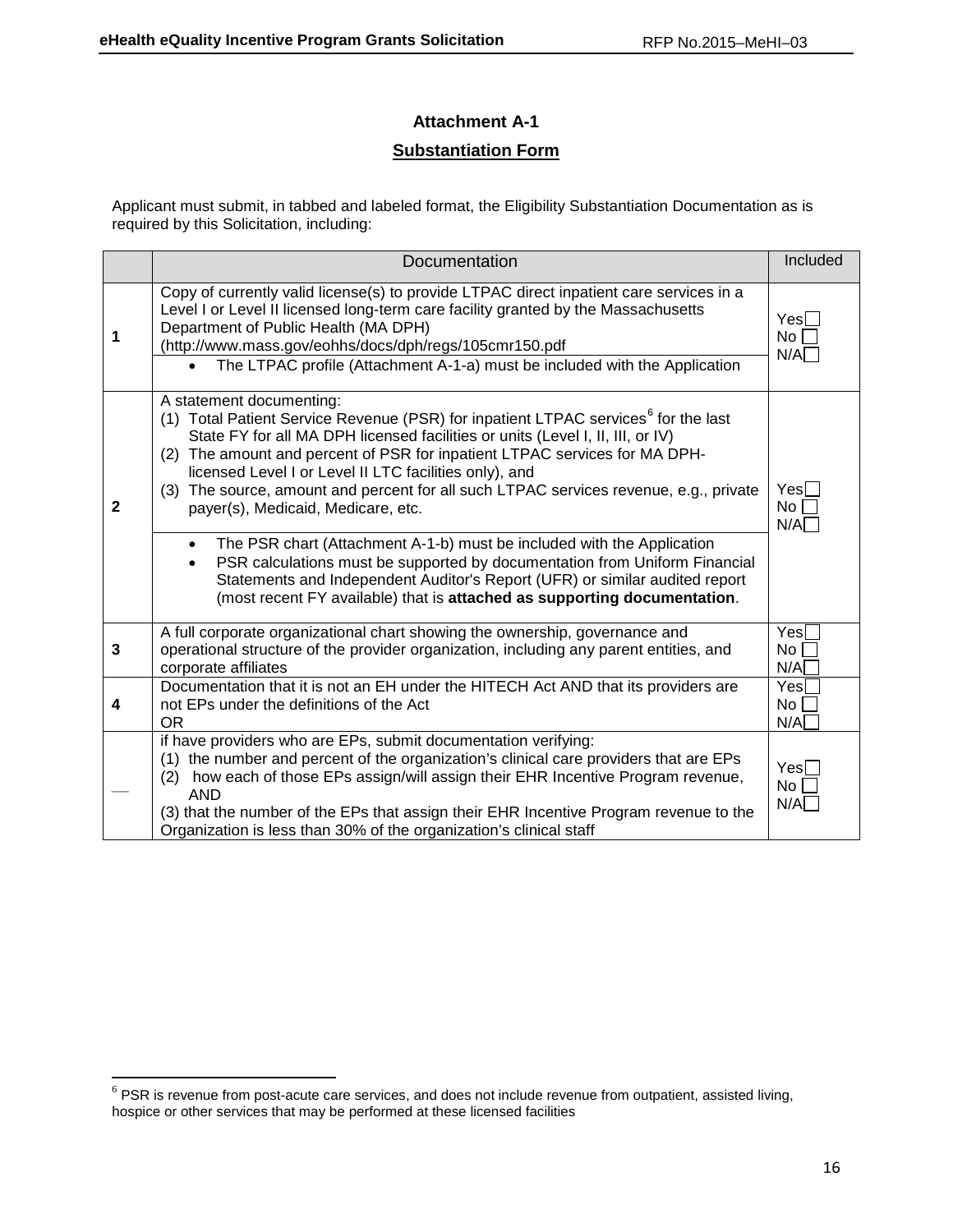## Attachment A-1

### Substantiation Form

Applicant must submit, in tabbed and labeled format, the Eligibility Substantiation Documentation as is required by this Solicitation, including:

| | Documentation | Included |
|---|---|---|
| **1** | Copy of currently valid license(s) to provide LTPAC direct inpatient care services in a Level I or Level II licensed long-term care facility granted by the Massachusetts Department of Public Health (MA DPH) (http://www.mass.gov/eohhs/docs/dph/regs/105cmr150.pdf<br>• The LTPAC profile (Attachment A-1-a) must be included with the Application | Yes☐<br>No ☐<br>N/A☐ |
| **2** | A statement documenting:<br>(1) Total Patient Service Revenue (PSR) for inpatient LTPAC services[6] for the last State FY for all MA DPH licensed facilities or units (Level I, II, III, or IV)<br>(2) The amount and percent of PSR for inpatient LTPAC services for MA DPH-licensed Level I or Level II LTC facilities only), and<br>(3) The source, amount and percent for all such LTPAC services revenue, e.g., private payer(s), Medicaid, Medicare, etc.<br>• The PSR chart (Attachment A-1-b) must be included with the Application<br>• PSR calculations must be supported by documentation from Uniform Financial Statements and Independent Auditor's Report (UFR) or similar audited report (most recent FY available) that is **attached as supporting documentation**. | Yes☐<br>No ☐<br>N/A☐ |
| **3** | A full corporate organizational chart showing the ownership, governance and operational structure of the provider organization, including any parent entities, and corporate affiliates | Yes☐<br>No ☐<br>N/A☐ |
| **4** | Documentation that it is not an EH under the HITECH Act AND that its providers are not EPs under the definitions of the Act<br>OR | Yes☐<br>No ☐<br>N/A☐ |
| — | if have providers who are EPs, submit documentation verifying:<br>(1) the number and percent of the organization's clinical care providers that are EPs<br>(2) how each of those EPs assign/will assign their EHR Incentive Program revenue, AND<br>(3) that the number of the EPs that assign their EHR Incentive Program revenue to the Organization is less than 30% of the organization's clinical staff | Yes☐<br>No ☐<br>N/A☐ |

[6] PSR is revenue from post-acute care services, and does not include revenue from outpatient, assisted living, hospice or other services that may be performed at these licensed facilities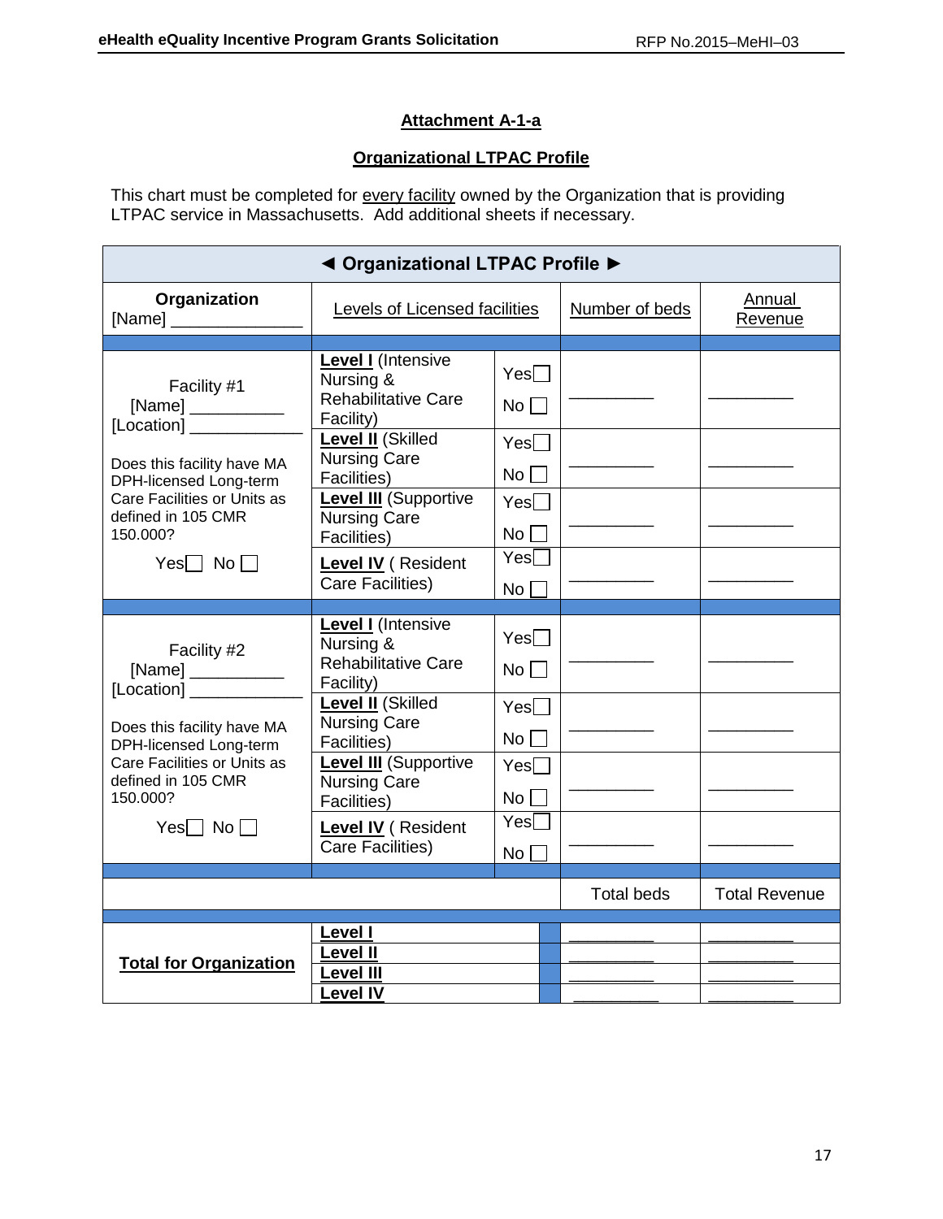**Attachment A-1-a**

**Organizational LTPAC Profile**

This chart must be completed for every facility owned by the Organization that is providing LTPAC service in Massachusetts. Add additional sheets if necessary.

| ◄ Organizational LTPAC Profile ► | | | | |
|---|---|---|---|---|
| **Organization** [Name] ______________ | Levels of Licensed facilities | | Number of beds | Annual Revenue |
| Facility #1 [Name] __________ [Location] ____________ Does this facility have MA DPH-licensed Long-term Care Facilities or Units as defined in 105 CMR 150.000? Yes☐ No☐ | **Level I** (Intensive Nursing & Rehabilitative Care Facility) | Yes☐ No☐ | _________ | _________ |
| | **Level II** (Skilled Nursing Care Facilities) | Yes☐ No☐ | _________ | _________ |
| | **Level III** (Supportive Nursing Care Facilities) | Yes☐ No☐ | _________ | _________ |
| | **Level IV** ( Resident Care Facilities) | Yes☐ No☐ | _________ | _________ |
| Facility #2 [Name] __________ [Location] ____________ Does this facility have MA DPH-licensed Long-term Care Facilities or Units as defined in 105 CMR 150.000? Yes☐ No☐ | **Level I** (Intensive Nursing & Rehabilitative Care Facility) | Yes☐ No☐ | _________ | _________ |
| | **Level II** (Skilled Nursing Care Facilities) | Yes☐ No☐ | _________ | _________ |
| | **Level III** (Supportive Nursing Care Facilities) | Yes☐ No☐ | _________ | _________ |
| | **Level IV** ( Resident Care Facilities) | Yes☐ No☐ | _________ | _________ |
| | | | Total beds | Total Revenue |
| **Total for Organization** | **Level I** | | _________ | _________ |
| | **Level II** | | _________ | _________ |
| | **Level III** | | _________ | _________ |
| | **Level IV** | | _________ | _________ |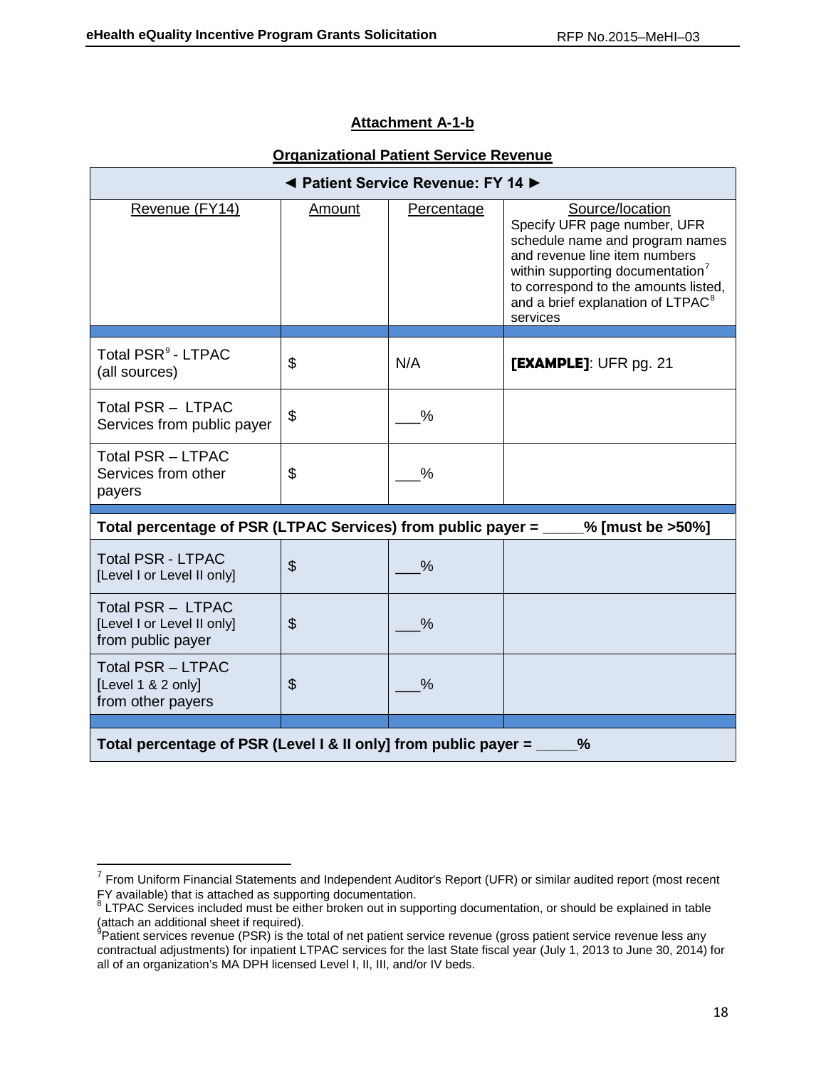## Attachment A-1-b

### Organizational Patient Service Revenue

| ◄ Patient Service Revenue: FY 14 ► | | | |
|---|---|---|---|
| Revenue (FY14) | Amount | Percentage | Source/location<br>Specify UFR page number, UFR schedule name and program names and revenue line item numbers within supporting documentation[7] to correspond to the amounts listed, and a brief explanation of LTPAC[8] services |
| Total PSR[9] - LTPAC (all sources) | $ | N/A | **[EXAMPLE]**: UFR pg. 21 |
| Total PSR – LTPAC Services from public payer | $ | ___% | |
| Total PSR – LTPAC Services from other payers | $ | ___% | |
| **Total percentage of PSR (LTPAC Services) from public payer = _____% [must be >50%]** | | | |
| Total PSR - LTPAC [Level I or Level II only] | $ | ___% | |
| Total PSR – LTPAC [Level I or Level II only] from public payer | $ | ___% | |
| Total PSR – LTPAC [Level 1 & 2 only] from other payers | $ | ___% | |
| **Total percentage of PSR (Level I & II only] from public payer = _____%** | | | |

[7] From Uniform Financial Statements and Independent Auditor's Report (UFR) or similar audited report (most recent FY available) that is attached as supporting documentation.

[8] LTPAC Services included must be either broken out in supporting documentation, or should be explained in table (attach an additional sheet if required).

[9] Patient services revenue (PSR) is the total of net patient service revenue (gross patient service revenue less any contractual adjustments) for inpatient LTPAC services for the last State fiscal year (July 1, 2013 to June 30, 2014) for all of an organization's MA DPH licensed Level I, II, III, and/or IV beds.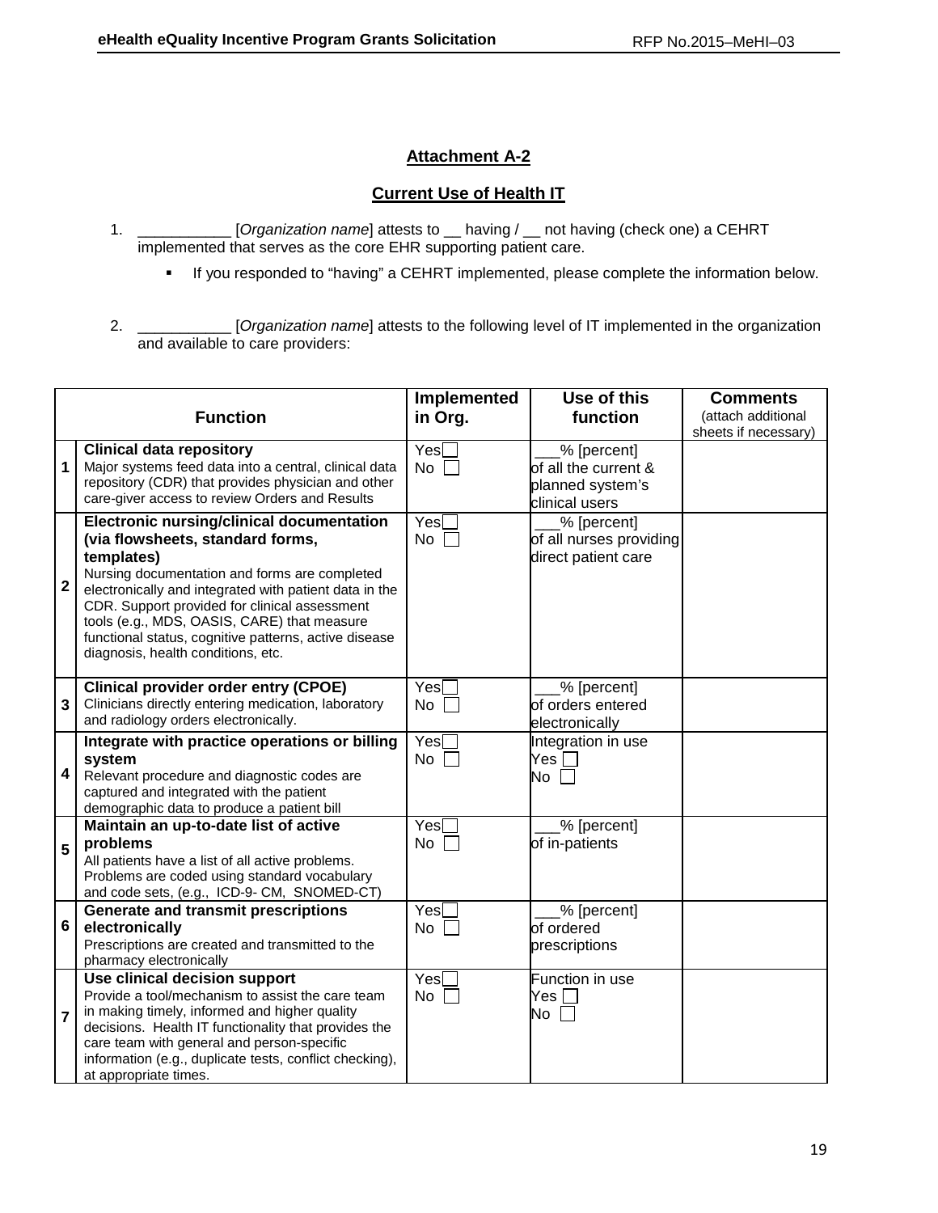## Attachment A-2

## Current Use of Health IT

1. ___________ [*Organization name*] attests to __ having / __ not having (check one) a CEHRT implemented that serves as the core EHR supporting patient care.

   - If you responded to "having" a CEHRT implemented, please complete the information below.

2. ___________ [*Organization name*] attests to the following level of IT implemented in the organization and available to care providers:

| | Function | Implemented in Org. | Use of this function | Comments (attach additional sheets if necessary) |
|---|---|---|---|---|
| 1 | **Clinical data repository** Major systems feed data into a central, clinical data repository (CDR) that provides physician and other care-giver access to review Orders and Results | Yes☐ No ☐ | ___% [percent] of all the current & planned system's clinical users | |
| 2 | **Electronic nursing/clinical documentation (via flowsheets, standard forms, templates)** Nursing documentation and forms are completed electronically and integrated with patient data in the CDR. Support provided for clinical assessment tools (e.g., MDS, OASIS, CARE) that measure functional status, cognitive patterns, active disease diagnosis, health conditions, etc. | Yes☐ No ☐ | ___% [percent] of all nurses providing direct patient care | |
| 3 | **Clinical provider order entry (CPOE)** Clinicians directly entering medication, laboratory and radiology orders electronically. | Yes☐ No ☐ | ___% [percent] of orders entered electronically | |
| 4 | **Integrate with practice operations or billing system** Relevant procedure and diagnostic codes are captured and integrated with the patient demographic data to produce a patient bill | Yes☐ No ☐ | Integration in use Yes ☐ No ☐ | |
| 5 | **Maintain an up-to-date list of active problems** All patients have a list of all active problems. Problems are coded using standard vocabulary and code sets, (e.g., ICD-9- CM, SNOMED-CT) | Yes☐ No ☐ | ___% [percent] of in-patients | |
| 6 | **Generate and transmit prescriptions electronically** Prescriptions are created and transmitted to the pharmacy electronically | Yes☐ No ☐ | ___% [percent] of ordered prescriptions | |
| 7 | **Use clinical decision support** Provide a tool/mechanism to assist the care team in making timely, informed and higher quality decisions. Health IT functionality that provides the care team with general and person-specific information (e.g., duplicate tests, conflict checking), at appropriate times. | Yes☐ No ☐ | Function in use Yes ☐ No ☐ | |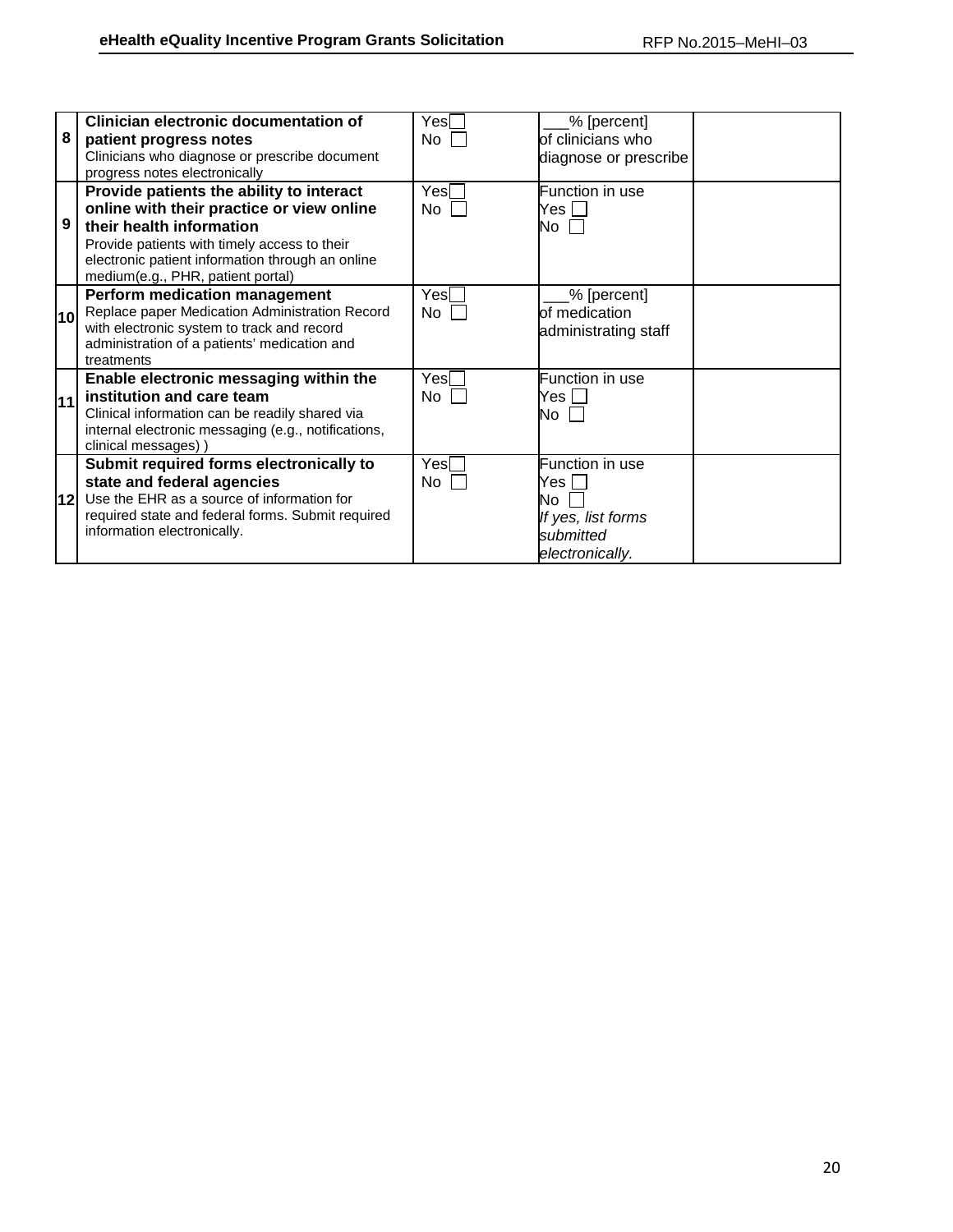| 8 | **Clinician electronic documentation of patient progress notes**<br>Clinicians who diagnose or prescribe document progress notes electronically | Yes ☐<br>No ☐ | ___% [percent] of clinicians who diagnose or prescribe | |
|---|---|---|---|---|
| 9 | **Provide patients the ability to interact online with their practice or view online their health information**<br>Provide patients with timely access to their electronic patient information through an online medium(e.g., PHR, patient portal) | Yes ☐<br>No ☐ | Function in use<br>Yes ☐<br>No ☐ | |
| 10 | **Perform medication management**<br>Replace paper Medication Administration Record with electronic system to track and record administration of a patients' medication and treatments | Yes ☐<br>No ☐ | ___% [percent] of medication administrating staff | |
| 11 | **Enable electronic messaging within the institution and care team**<br>Clinical information can be readily shared via internal electronic messaging (e.g., notifications, clinical messages) ) | Yes ☐<br>No ☐ | Function in use<br>Yes ☐<br>No ☐ | |
| 12 | **Submit required forms electronically to state and federal agencies**<br>Use the EHR as a source of information for required state and federal forms. Submit required information electronically. | Yes ☐<br>No ☐ | Function in use<br>Yes ☐<br>No ☐<br>*If yes, list forms submitted electronically.* | |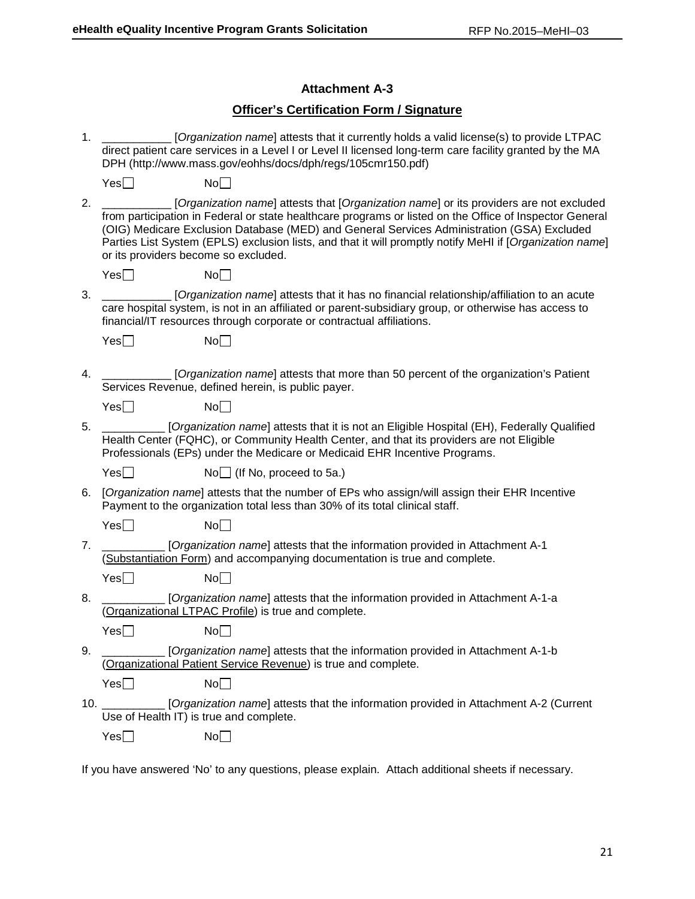## Attachment A-3

## <u>Officer's Certification Form / Signature</u>

1. ___________ [*Organization name*] attests that it currently holds a valid license(s) to provide LTPAC direct patient care services in a Level I or Level II licensed long-term care facility granted by the MA DPH (http://www.mass.gov/eohhs/docs/dph/regs/105cmr150.pdf)

   Yes☐ No☐

2. ___________ [*Organization name*] attests that [*Organization name*] or its providers are not excluded from participation in Federal or state healthcare programs or listed on the Office of Inspector General (OIG) Medicare Exclusion Database (MED) and General Services Administration (GSA) Excluded Parties List System (EPLS) exclusion lists, and that it will promptly notify MeHI if [*Organization name*] or its providers become so excluded.

   Yes☐ No☐

3. ___________ [*Organization name*] attests that it has no financial relationship/affiliation to an acute care hospital system, is not in an affiliated or parent-subsidiary group, or otherwise has access to financial/IT resources through corporate or contractual affiliations.

   Yes☐ No☐

4. ___________ [*Organization name*] attests that more than 50 percent of the organization's Patient Services Revenue, defined herein, is public payer.

   Yes☐ No☐

5. __________ [*Organization name*] attests that it is not an Eligible Hospital (EH), Federally Qualified Health Center (FQHC), or Community Health Center, and that its providers are not Eligible Professionals (EPs) under the Medicare or Medicaid EHR Incentive Programs.

   Yes☐ No☐ (If No, proceed to 5a.)

6. [*Organization name*] attests that the number of EPs who assign/will assign their EHR Incentive Payment to the organization total less than 30% of its total clinical staff.

   Yes☐ No☐

7. __________ [*Organization name*] attests that the information provided in Attachment A-1 (<u>Substantiation Form</u>) and accompanying documentation is true and complete.

   Yes☐ No☐

8. __________ [*Organization name*] attests that the information provided in Attachment A-1-a (<u>Organizational LTPAC Profile</u>) is true and complete.

   Yes☐ No☐

9. __________ [*Organization name*] attests that the information provided in Attachment A-1-b (<u>Organizational Patient Service Revenue</u>) is true and complete.

   Yes☐ No☐

10. __________ [*Organization name*] attests that the information provided in Attachment A-2 (Current Use of Health IT) is true and complete.

    Yes☐ No☐

If you have answered 'No' to any questions, please explain. Attach additional sheets if necessary.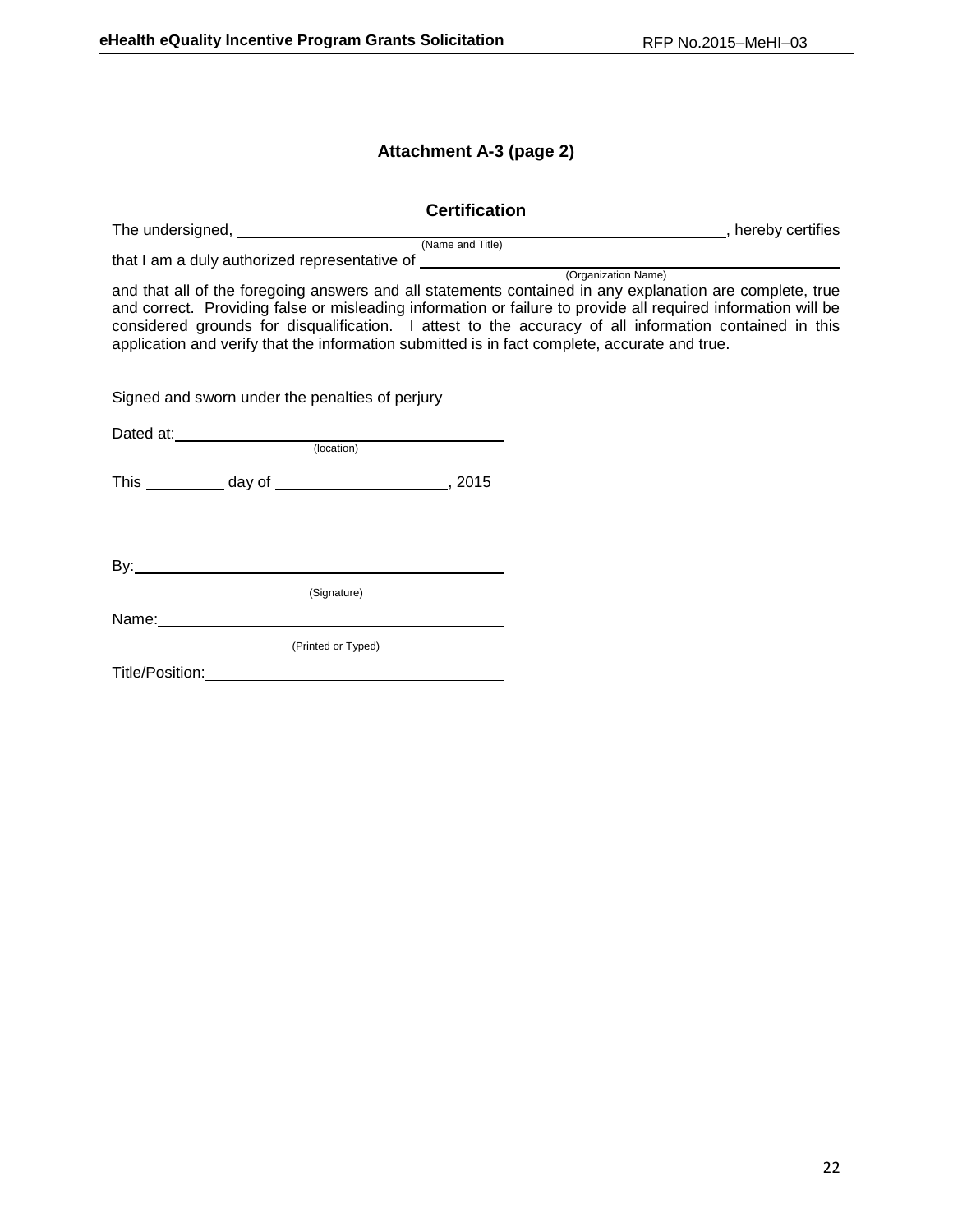## Attachment A-3 (page 2)

### Certification

The undersigned, ______________________________________________, hereby certifies
(Name and Title)

that I am a duly authorized representative of ______________________________________________
(Organization Name)

and that all of the foregoing answers and all statements contained in any explanation are complete, true and correct. Providing false or misleading information or failure to provide all required information will be considered grounds for disqualification. I attest to the accuracy of all information contained in this application and verify that the information submitted is in fact complete, accurate and true.

Signed and sworn under the penalties of perjury

Dated at: ______________________________________
(location)

This __________ day of ____________________, 2015

By: ______________________________________
(Signature)

Name: ______________________________________
(Printed or Typed)

Title/Position: ______________________________________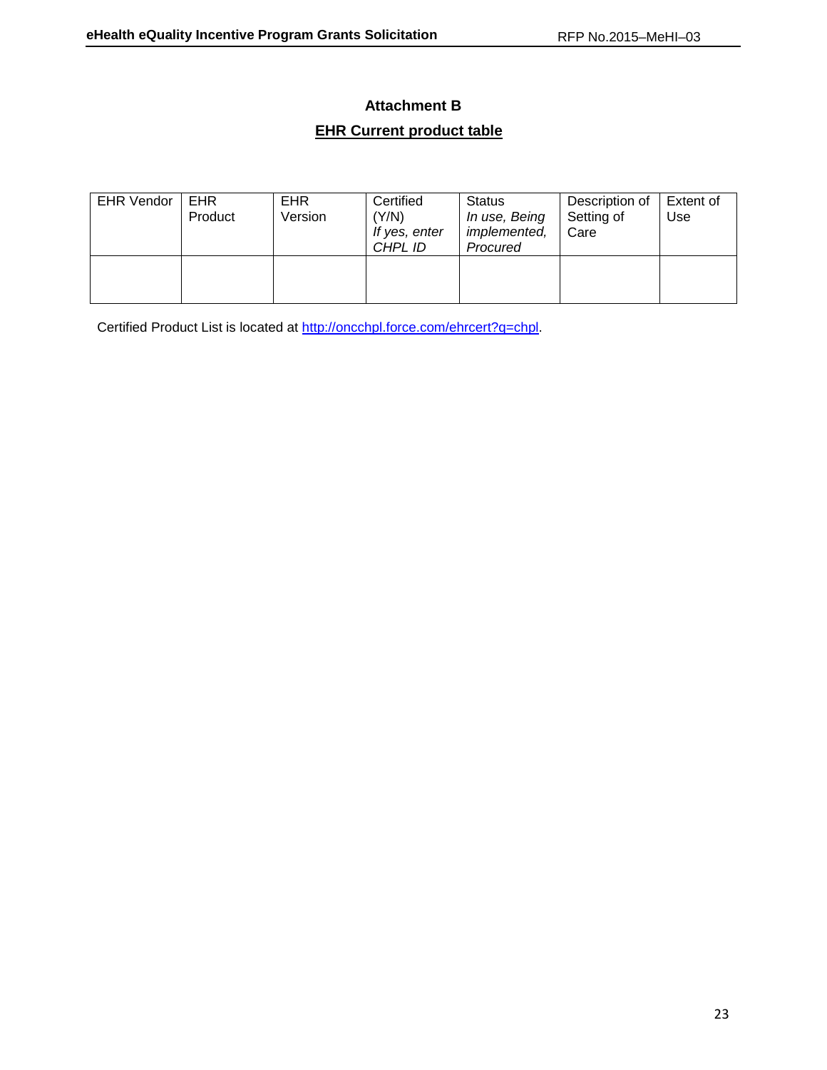# Attachment B

## EHR Current product table

| EHR Vendor | EHR Product | EHR Version | Certified (Y/N) *If yes, enter CHPL ID* | Status *In use, Being implemented, Procured* | Description of Setting of Care | Extent of Use |
|---|---|---|---|---|---|---|
| | | | | | | |

Certified Product List is located at [http://oncchpl.force.com/ehrcert?q=chpl](http://oncchpl.force.com/ehrcert?q=chpl).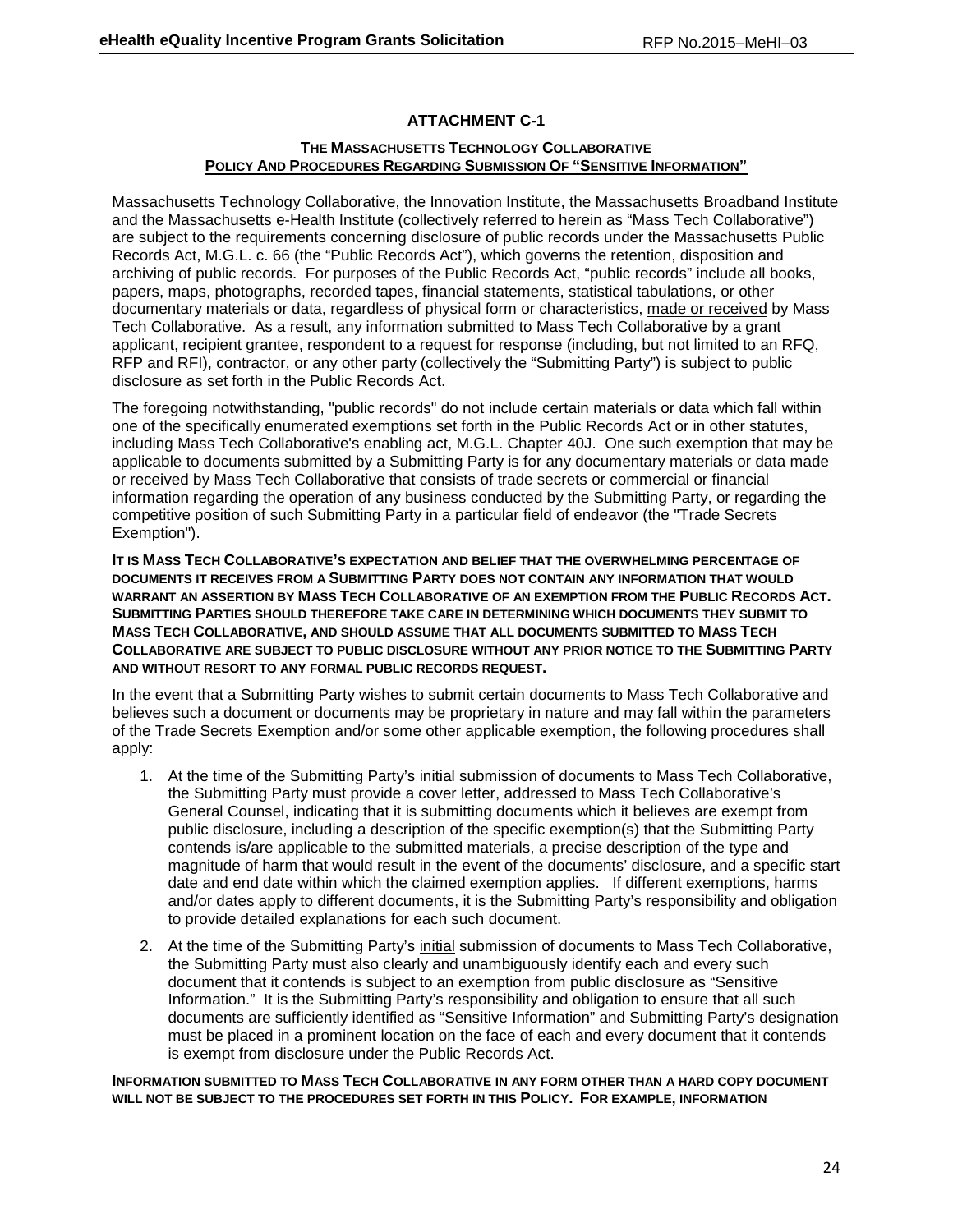## ATTACHMENT C-1

### THE MASSACHUSETTS TECHNOLOGY COLLABORATIVE
### POLICY AND PROCEDURES REGARDING SUBMISSION OF "SENSITIVE INFORMATION"

Massachusetts Technology Collaborative, the Innovation Institute, the Massachusetts Broadband Institute and the Massachusetts e-Health Institute (collectively referred to herein as "Mass Tech Collaborative") are subject to the requirements concerning disclosure of public records under the Massachusetts Public Records Act, M.G.L. c. 66 (the "Public Records Act"), which governs the retention, disposition and archiving of public records. For purposes of the Public Records Act, "public records" include all books, papers, maps, photographs, recorded tapes, financial statements, statistical tabulations, or other documentary materials or data, regardless of physical form or characteristics, made or received by Mass Tech Collaborative. As a result, any information submitted to Mass Tech Collaborative by a grant applicant, recipient grantee, respondent to a request for response (including, but not limited to an RFQ, RFP and RFI), contractor, or any other party (collectively the "Submitting Party") is subject to public disclosure as set forth in the Public Records Act.

The foregoing notwithstanding, "public records" do not include certain materials or data which fall within one of the specifically enumerated exemptions set forth in the Public Records Act or in other statutes, including Mass Tech Collaborative's enabling act, M.G.L. Chapter 40J. One such exemption that may be applicable to documents submitted by a Submitting Party is for any documentary materials or data made or received by Mass Tech Collaborative that consists of trade secrets or commercial or financial information regarding the operation of any business conducted by the Submitting Party, or regarding the competitive position of such Submitting Party in a particular field of endeavor (the "Trade Secrets Exemption").

**IT IS MASS TECH COLLABORATIVE'S EXPECTATION AND BELIEF THAT THE OVERWHELMING PERCENTAGE OF DOCUMENTS IT RECEIVES FROM A SUBMITTING PARTY DOES NOT CONTAIN ANY INFORMATION THAT WOULD WARRANT AN ASSERTION BY MASS TECH COLLABORATIVE OF AN EXEMPTION FROM THE PUBLIC RECORDS ACT. SUBMITTING PARTIES SHOULD THEREFORE TAKE CARE IN DETERMINING WHICH DOCUMENTS THEY SUBMIT TO MASS TECH COLLABORATIVE, AND SHOULD ASSUME THAT ALL DOCUMENTS SUBMITTED TO MASS TECH COLLABORATIVE ARE SUBJECT TO PUBLIC DISCLOSURE WITHOUT ANY PRIOR NOTICE TO THE SUBMITTING PARTY AND WITHOUT RESORT TO ANY FORMAL PUBLIC RECORDS REQUEST.**

In the event that a Submitting Party wishes to submit certain documents to Mass Tech Collaborative and believes such a document or documents may be proprietary in nature and may fall within the parameters of the Trade Secrets Exemption and/or some other applicable exemption, the following procedures shall apply:

1. At the time of the Submitting Party's initial submission of documents to Mass Tech Collaborative, the Submitting Party must provide a cover letter, addressed to Mass Tech Collaborative's General Counsel, indicating that it is submitting documents which it believes are exempt from public disclosure, including a description of the specific exemption(s) that the Submitting Party contends is/are applicable to the submitted materials, a precise description of the type and magnitude of harm that would result in the event of the documents' disclosure, and a specific start date and end date within which the claimed exemption applies. If different exemptions, harms and/or dates apply to different documents, it is the Submitting Party's responsibility and obligation to provide detailed explanations for each such document.
2. At the time of the Submitting Party's initial submission of documents to Mass Tech Collaborative, the Submitting Party must also clearly and unambiguously identify each and every such document that it contends is subject to an exemption from public disclosure as "Sensitive Information." It is the Submitting Party's responsibility and obligation to ensure that all such documents are sufficiently identified as "Sensitive Information" and Submitting Party's designation must be placed in a prominent location on the face of each and every document that it contends is exempt from disclosure under the Public Records Act.

**INFORMATION SUBMITTED TO MASS TECH COLLABORATIVE IN ANY FORM OTHER THAN A HARD COPY DOCUMENT WILL NOT BE SUBJECT TO THE PROCEDURES SET FORTH IN THIS POLICY. FOR EXAMPLE, INFORMATION**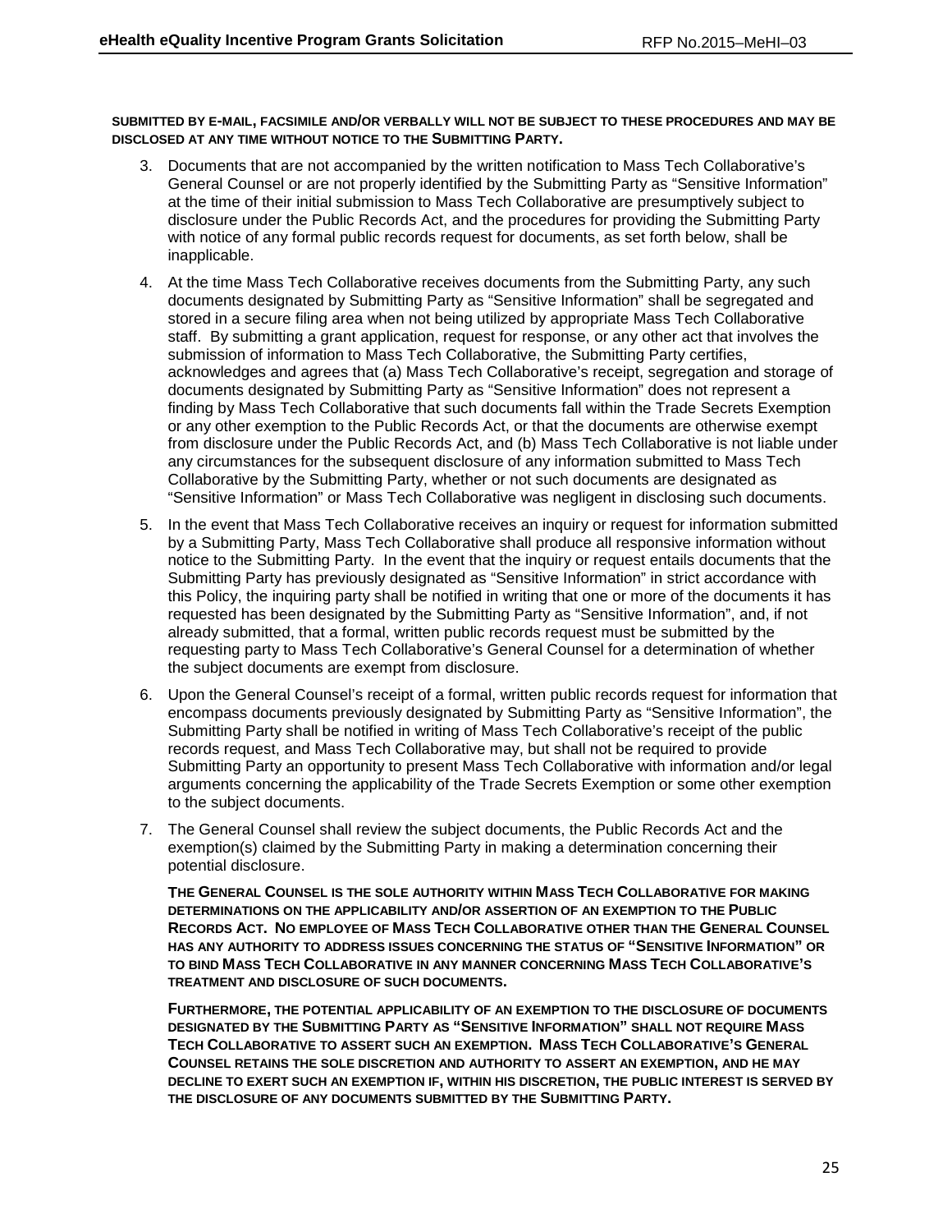**SUBMITTED BY E-MAIL, FACSIMILE AND/OR VERBALLY WILL NOT BE SUBJECT TO THESE PROCEDURES AND MAY BE DISCLOSED AT ANY TIME WITHOUT NOTICE TO THE SUBMITTING PARTY.**

3. Documents that are not accompanied by the written notification to Mass Tech Collaborative's General Counsel or are not properly identified by the Submitting Party as "Sensitive Information" at the time of their initial submission to Mass Tech Collaborative are presumptively subject to disclosure under the Public Records Act, and the procedures for providing the Submitting Party with notice of any formal public records request for documents, as set forth below, shall be inapplicable.

4. At the time Mass Tech Collaborative receives documents from the Submitting Party, any such documents designated by Submitting Party as "Sensitive Information" shall be segregated and stored in a secure filing area when not being utilized by appropriate Mass Tech Collaborative staff. By submitting a grant application, request for response, or any other act that involves the submission of information to Mass Tech Collaborative, the Submitting Party certifies, acknowledges and agrees that (a) Mass Tech Collaborative's receipt, segregation and storage of documents designated by Submitting Party as "Sensitive Information" does not represent a finding by Mass Tech Collaborative that such documents fall within the Trade Secrets Exemption or any other exemption to the Public Records Act, or that the documents are otherwise exempt from disclosure under the Public Records Act, and (b) Mass Tech Collaborative is not liable under any circumstances for the subsequent disclosure of any information submitted to Mass Tech Collaborative by the Submitting Party, whether or not such documents are designated as "Sensitive Information" or Mass Tech Collaborative was negligent in disclosing such documents.

5. In the event that Mass Tech Collaborative receives an inquiry or request for information submitted by a Submitting Party, Mass Tech Collaborative shall produce all responsive information without notice to the Submitting Party. In the event that the inquiry or request entails documents that the Submitting Party has previously designated as "Sensitive Information" in strict accordance with this Policy, the inquiring party shall be notified in writing that one or more of the documents it has requested has been designated by the Submitting Party as "Sensitive Information", and, if not already submitted, that a formal, written public records request must be submitted by the requesting party to Mass Tech Collaborative's General Counsel for a determination of whether the subject documents are exempt from disclosure.

6. Upon the General Counsel's receipt of a formal, written public records request for information that encompass documents previously designated by Submitting Party as "Sensitive Information", the Submitting Party shall be notified in writing of Mass Tech Collaborative's receipt of the public records request, and Mass Tech Collaborative may, but shall not be required to provide Submitting Party an opportunity to present Mass Tech Collaborative with information and/or legal arguments concerning the applicability of the Trade Secrets Exemption or some other exemption to the subject documents.

7. The General Counsel shall review the subject documents, the Public Records Act and the exemption(s) claimed by the Submitting Party in making a determination concerning their potential disclosure.

   **THE GENERAL COUNSEL IS THE SOLE AUTHORITY WITHIN MASS TECH COLLABORATIVE FOR MAKING DETERMINATIONS ON THE APPLICABILITY AND/OR ASSERTION OF AN EXEMPTION TO THE PUBLIC RECORDS ACT. NO EMPLOYEE OF MASS TECH COLLABORATIVE OTHER THAN THE GENERAL COUNSEL HAS ANY AUTHORITY TO ADDRESS ISSUES CONCERNING THE STATUS OF "SENSITIVE INFORMATION" OR TO BIND MASS TECH COLLABORATIVE IN ANY MANNER CONCERNING MASS TECH COLLABORATIVE'S TREATMENT AND DISCLOSURE OF SUCH DOCUMENTS.**

   **FURTHERMORE, THE POTENTIAL APPLICABILITY OF AN EXEMPTION TO THE DISCLOSURE OF DOCUMENTS DESIGNATED BY THE SUBMITTING PARTY AS "SENSITIVE INFORMATION" SHALL NOT REQUIRE MASS TECH COLLABORATIVE TO ASSERT SUCH AN EXEMPTION. MASS TECH COLLABORATIVE'S GENERAL COUNSEL RETAINS THE SOLE DISCRETION AND AUTHORITY TO ASSERT AN EXEMPTION, AND HE MAY DECLINE TO EXERT SUCH AN EXEMPTION IF, WITHIN HIS DISCRETION, THE PUBLIC INTEREST IS SERVED BY THE DISCLOSURE OF ANY DOCUMENTS SUBMITTED BY THE SUBMITTING PARTY.**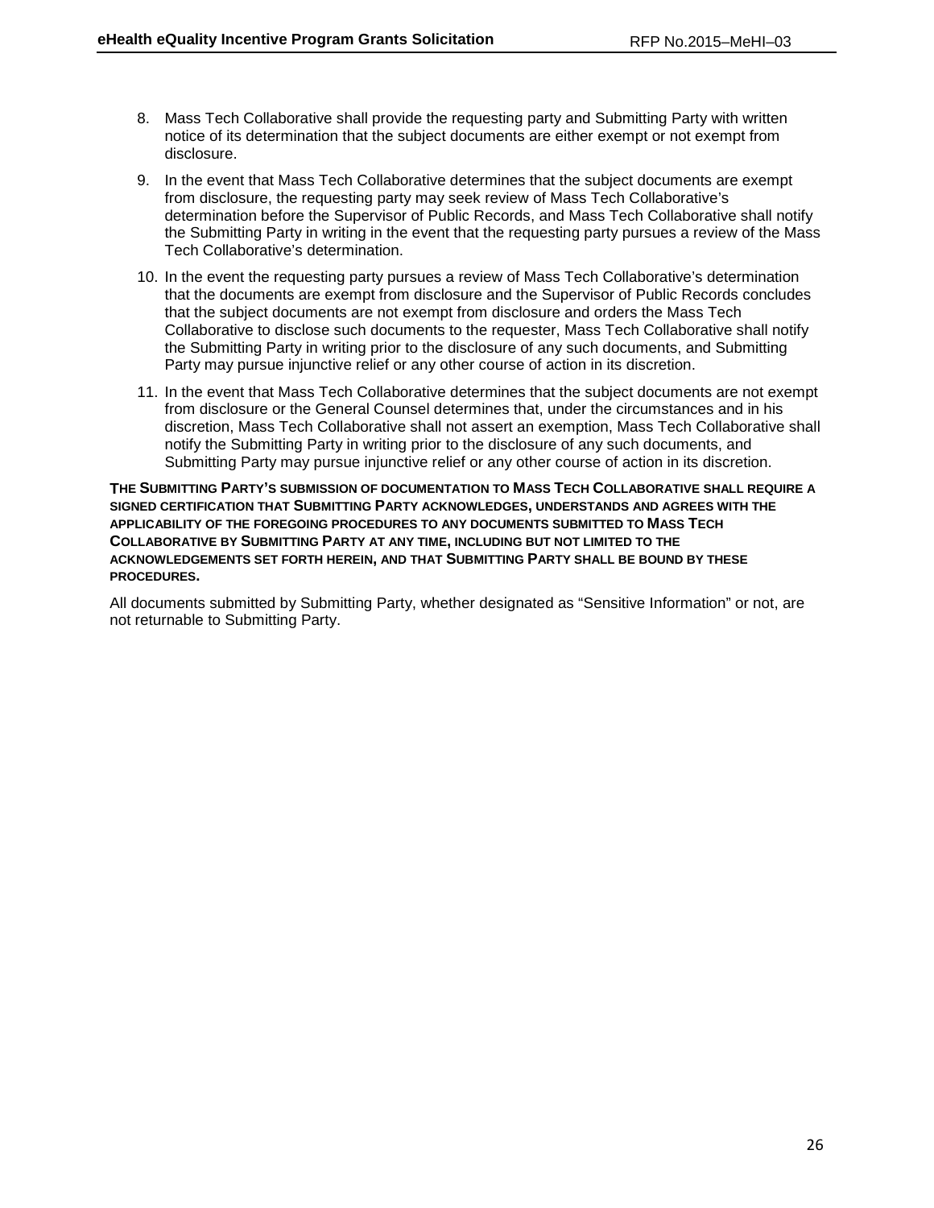8. Mass Tech Collaborative shall provide the requesting party and Submitting Party with written notice of its determination that the subject documents are either exempt or not exempt from disclosure.

9. In the event that Mass Tech Collaborative determines that the subject documents are exempt from disclosure, the requesting party may seek review of Mass Tech Collaborative's determination before the Supervisor of Public Records, and Mass Tech Collaborative shall notify the Submitting Party in writing in the event that the requesting party pursues a review of the Mass Tech Collaborative's determination.

10. In the event the requesting party pursues a review of Mass Tech Collaborative's determination that the documents are exempt from disclosure and the Supervisor of Public Records concludes that the subject documents are not exempt from disclosure and orders the Mass Tech Collaborative to disclose such documents to the requester, Mass Tech Collaborative shall notify the Submitting Party in writing prior to the disclosure of any such documents, and Submitting Party may pursue injunctive relief or any other course of action in its discretion.

11. In the event that Mass Tech Collaborative determines that the subject documents are not exempt from disclosure or the General Counsel determines that, under the circumstances and in his discretion, Mass Tech Collaborative shall not assert an exemption, Mass Tech Collaborative shall notify the Submitting Party in writing prior to the disclosure of any such documents, and Submitting Party may pursue injunctive relief or any other course of action in its discretion.

**THE SUBMITTING PARTY'S SUBMISSION OF DOCUMENTATION TO MASS TECH COLLABORATIVE SHALL REQUIRE A SIGNED CERTIFICATION THAT SUBMITTING PARTY ACKNOWLEDGES, UNDERSTANDS AND AGREES WITH THE APPLICABILITY OF THE FOREGOING PROCEDURES TO ANY DOCUMENTS SUBMITTED TO MASS TECH COLLABORATIVE BY SUBMITTING PARTY AT ANY TIME, INCLUDING BUT NOT LIMITED TO THE ACKNOWLEDGEMENTS SET FORTH HEREIN, AND THAT SUBMITTING PARTY SHALL BE BOUND BY THESE PROCEDURES.**

All documents submitted by Submitting Party, whether designated as "Sensitive Information" or not, are not returnable to Submitting Party.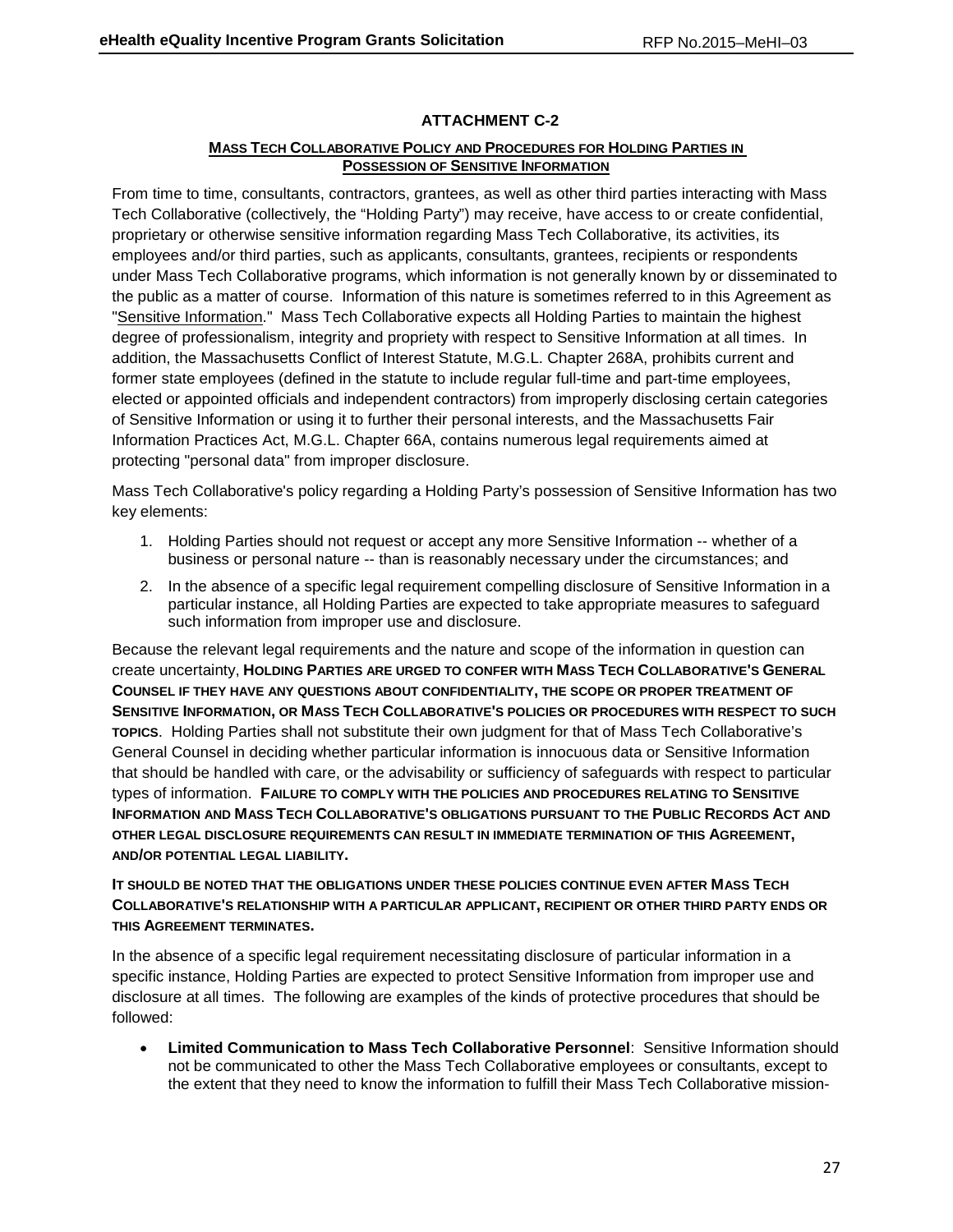## ATTACHMENT C-2

### MASS TECH COLLABORATIVE POLICY AND PROCEDURES FOR HOLDING PARTIES IN POSSESSION OF SENSITIVE INFORMATION

From time to time, consultants, contractors, grantees, as well as other third parties interacting with Mass Tech Collaborative (collectively, the "Holding Party") may receive, have access to or create confidential, proprietary or otherwise sensitive information regarding Mass Tech Collaborative, its activities, its employees and/or third parties, such as applicants, consultants, grantees, recipients or respondents under Mass Tech Collaborative programs, which information is not generally known by or disseminated to the public as a matter of course. Information of this nature is sometimes referred to in this Agreement as "Sensitive Information." Mass Tech Collaborative expects all Holding Parties to maintain the highest degree of professionalism, integrity and propriety with respect to Sensitive Information at all times. In addition, the Massachusetts Conflict of Interest Statute, M.G.L. Chapter 268A, prohibits current and former state employees (defined in the statute to include regular full-time and part-time employees, elected or appointed officials and independent contractors) from improperly disclosing certain categories of Sensitive Information or using it to further their personal interests, and the Massachusetts Fair Information Practices Act, M.G.L. Chapter 66A, contains numerous legal requirements aimed at protecting "personal data" from improper disclosure.

Mass Tech Collaborative's policy regarding a Holding Party's possession of Sensitive Information has two key elements:

1. Holding Parties should not request or accept any more Sensitive Information -- whether of a business or personal nature -- than is reasonably necessary under the circumstances; and
2. In the absence of a specific legal requirement compelling disclosure of Sensitive Information in a particular instance, all Holding Parties are expected to take appropriate measures to safeguard such information from improper use and disclosure.

Because the relevant legal requirements and the nature and scope of the information in question can create uncertainty, **HOLDING PARTIES ARE URGED TO CONFER WITH MASS TECH COLLABORATIVE'S GENERAL COUNSEL IF THEY HAVE ANY QUESTIONS ABOUT CONFIDENTIALITY, THE SCOPE OR PROPER TREATMENT OF SENSITIVE INFORMATION, OR MASS TECH COLLABORATIVE'S POLICIES OR PROCEDURES WITH RESPECT TO SUCH TOPICS**. Holding Parties shall not substitute their own judgment for that of Mass Tech Collaborative's General Counsel in deciding whether particular information is innocuous data or Sensitive Information that should be handled with care, or the advisability or sufficiency of safeguards with respect to particular types of information. **FAILURE TO COMPLY WITH THE POLICIES AND PROCEDURES RELATING TO SENSITIVE INFORMATION AND MASS TECH COLLABORATIVE'S OBLIGATIONS PURSUANT TO THE PUBLIC RECORDS ACT AND OTHER LEGAL DISCLOSURE REQUIREMENTS CAN RESULT IN IMMEDIATE TERMINATION OF THIS AGREEMENT, AND/OR POTENTIAL LEGAL LIABILITY.**

**IT SHOULD BE NOTED THAT THE OBLIGATIONS UNDER THESE POLICIES CONTINUE EVEN AFTER MASS TECH COLLABORATIVE'S RELATIONSHIP WITH A PARTICULAR APPLICANT, RECIPIENT OR OTHER THIRD PARTY ENDS OR THIS AGREEMENT TERMINATES.**

In the absence of a specific legal requirement necessitating disclosure of particular information in a specific instance, Holding Parties are expected to protect Sensitive Information from improper use and disclosure at all times. The following are examples of the kinds of protective procedures that should be followed:

- **Limited Communication to Mass Tech Collaborative Personnel**: Sensitive Information should not be communicated to other the Mass Tech Collaborative employees or consultants, except to the extent that they need to know the information to fulfill their Mass Tech Collaborative mission-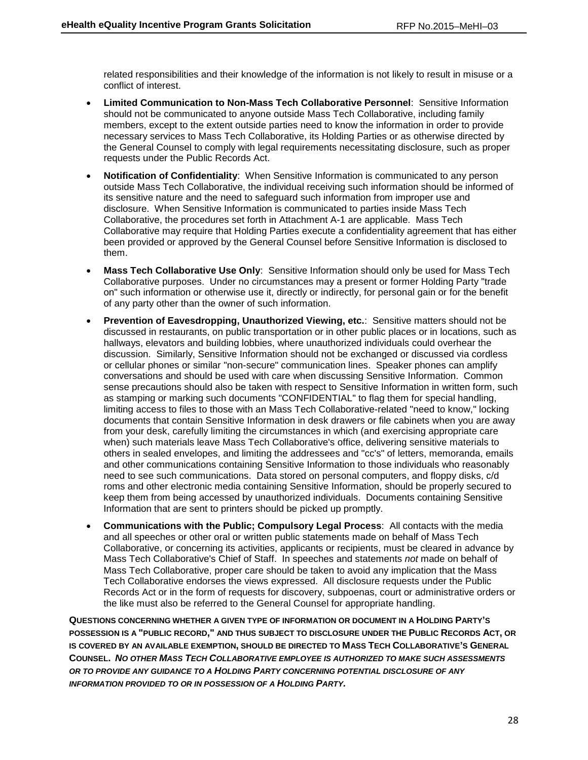related responsibilities and their knowledge of the information is not likely to result in misuse or a conflict of interest.

- **Limited Communication to Non-Mass Tech Collaborative Personnel**: Sensitive Information should not be communicated to anyone outside Mass Tech Collaborative, including family members, except to the extent outside parties need to know the information in order to provide necessary services to Mass Tech Collaborative, its Holding Parties or as otherwise directed by the General Counsel to comply with legal requirements necessitating disclosure, such as proper requests under the Public Records Act.
- **Notification of Confidentiality**: When Sensitive Information is communicated to any person outside Mass Tech Collaborative, the individual receiving such information should be informed of its sensitive nature and the need to safeguard such information from improper use and disclosure. When Sensitive Information is communicated to parties inside Mass Tech Collaborative, the procedures set forth in Attachment A-1 are applicable. Mass Tech Collaborative may require that Holding Parties execute a confidentiality agreement that has either been provided or approved by the General Counsel before Sensitive Information is disclosed to them.
- **Mass Tech Collaborative Use Only**: Sensitive Information should only be used for Mass Tech Collaborative purposes. Under no circumstances may a present or former Holding Party "trade on" such information or otherwise use it, directly or indirectly, for personal gain or for the benefit of any party other than the owner of such information.
- **Prevention of Eavesdropping, Unauthorized Viewing, etc.**: Sensitive matters should not be discussed in restaurants, on public transportation or in other public places or in locations, such as hallways, elevators and building lobbies, where unauthorized individuals could overhear the discussion. Similarly, Sensitive Information should not be exchanged or discussed via cordless or cellular phones or similar "non-secure" communication lines. Speaker phones can amplify conversations and should be used with care when discussing Sensitive Information. Common sense precautions should also be taken with respect to Sensitive Information in written form, such as stamping or marking such documents "CONFIDENTIAL" to flag them for special handling, limiting access to files to those with an Mass Tech Collaborative-related "need to know," locking documents that contain Sensitive Information in desk drawers or file cabinets when you are away from your desk, carefully limiting the circumstances in which (and exercising appropriate care when) such materials leave Mass Tech Collaborative's office, delivering sensitive materials to others in sealed envelopes, and limiting the addressees and "cc's" of letters, memoranda, emails and other communications containing Sensitive Information to those individuals who reasonably need to see such communications. Data stored on personal computers, and floppy disks, c/d roms and other electronic media containing Sensitive Information, should be properly secured to keep them from being accessed by unauthorized individuals. Documents containing Sensitive Information that are sent to printers should be picked up promptly.
- **Communications with the Public; Compulsory Legal Process**: All contacts with the media and all speeches or other oral or written public statements made on behalf of Mass Tech Collaborative, or concerning its activities, applicants or recipients, must be cleared in advance by Mass Tech Collaborative's Chief of Staff. In speeches and statements *not* made on behalf of Mass Tech Collaborative, proper care should be taken to avoid any implication that the Mass Tech Collaborative endorses the views expressed. All disclosure requests under the Public Records Act or in the form of requests for discovery, subpoenas, court or administrative orders or the like must also be referred to the General Counsel for appropriate handling.

**QUESTIONS CONCERNING WHETHER A GIVEN TYPE OF INFORMATION OR DOCUMENT IN A HOLDING PARTY'S POSSESSION IS A "PUBLIC RECORD," AND THUS SUBJECT TO DISCLOSURE UNDER THE PUBLIC RECORDS ACT, OR IS COVERED BY AN AVAILABLE EXEMPTION, SHOULD BE DIRECTED TO MASS TECH COLLABORATIVE'S GENERAL COUNSEL. *NO OTHER MASS TECH COLLABORATIVE EMPLOYEE IS AUTHORIZED TO MAKE SUCH ASSESSMENTS OR TO PROVIDE ANY GUIDANCE TO A HOLDING PARTY CONCERNING POTENTIAL DISCLOSURE OF ANY INFORMATION PROVIDED TO OR IN POSSESSION OF A HOLDING PARTY.***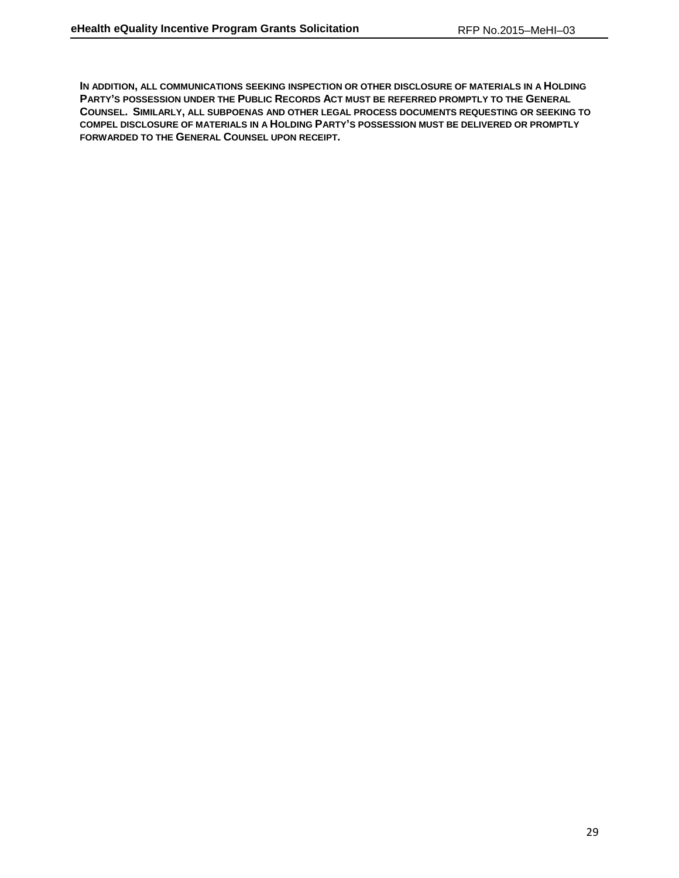**IN ADDITION, ALL COMMUNICATIONS SEEKING INSPECTION OR OTHER DISCLOSURE OF MATERIALS IN A HOLDING PARTY'S POSSESSION UNDER THE PUBLIC RECORDS ACT MUST BE REFERRED PROMPTLY TO THE GENERAL COUNSEL. SIMILARLY, ALL SUBPOENAS AND OTHER LEGAL PROCESS DOCUMENTS REQUESTING OR SEEKING TO COMPEL DISCLOSURE OF MATERIALS IN A HOLDING PARTY'S POSSESSION MUST BE DELIVERED OR PROMPTLY FORWARDED TO THE GENERAL COUNSEL UPON RECEIPT.**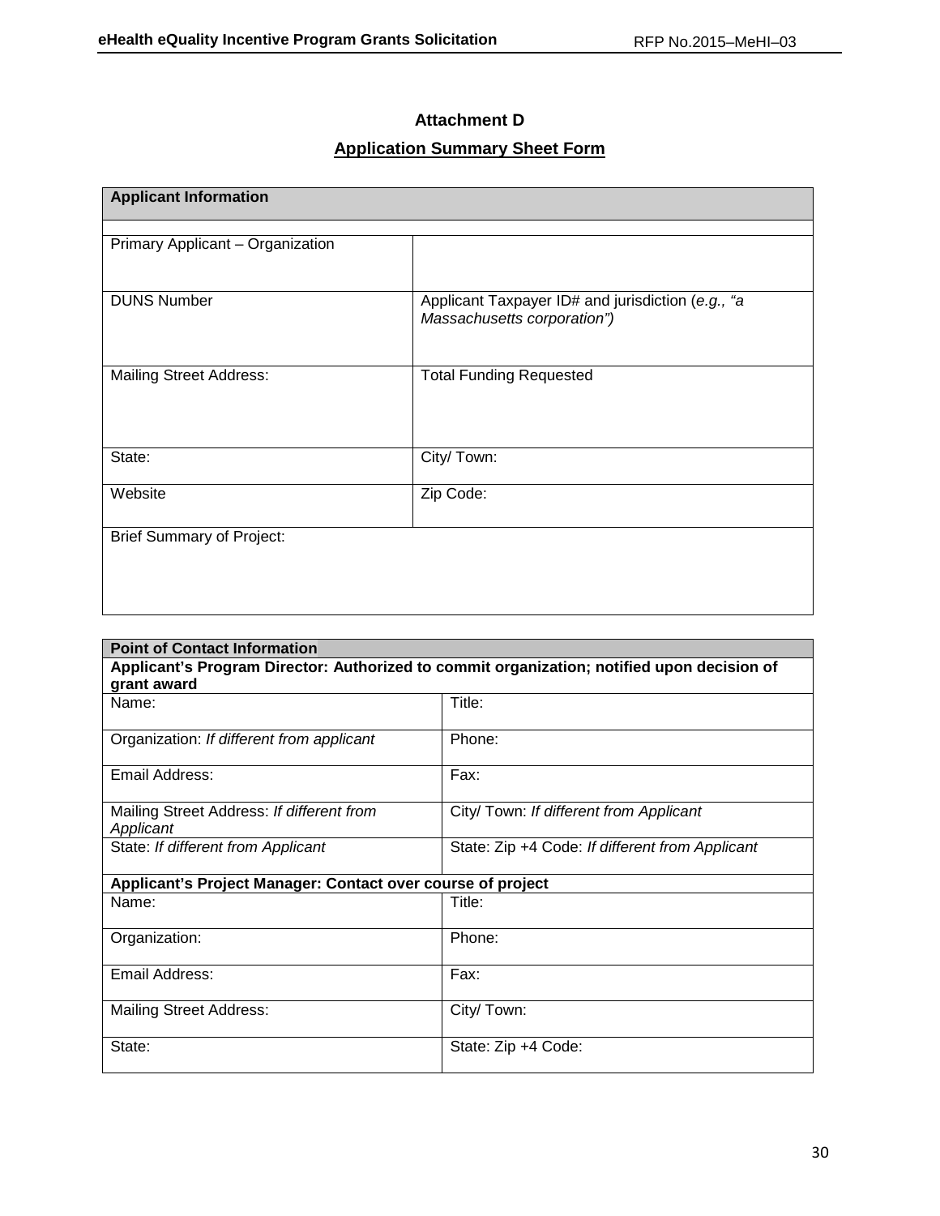## Attachment D

## Application Summary Sheet Form

| Applicant Information | |
|---|---|
| | |
| Primary Applicant – Organization | |
| DUNS Number | Applicant Taxpayer ID# and jurisdiction (*e.g., "a Massachusetts corporation")* |
| Mailing Street Address: | Total Funding Requested |
| State: | City/ Town: |
| Website | Zip Code: |
| Brief Summary of Project: | |

| Point of Contact Information | |
|---|---|
| **Applicant's Program Director: Authorized to commit organization; notified upon decision of grant award** | |
| Name: | Title: |
| Organization: *If different from applicant* | Phone: |
| Email Address: | Fax: |
| Mailing Street Address: *If different from Applicant* | City/ Town: *If different from Applicant* |
| State: *If different from Applicant* | State: Zip +4 Code: *If different from Applicant* |
| **Applicant's Project Manager: Contact over course of project** | |
| Name: | Title: |
| Organization: | Phone: |
| Email Address: | Fax: |
| Mailing Street Address: | City/ Town: |
| State: | State: Zip +4 Code: |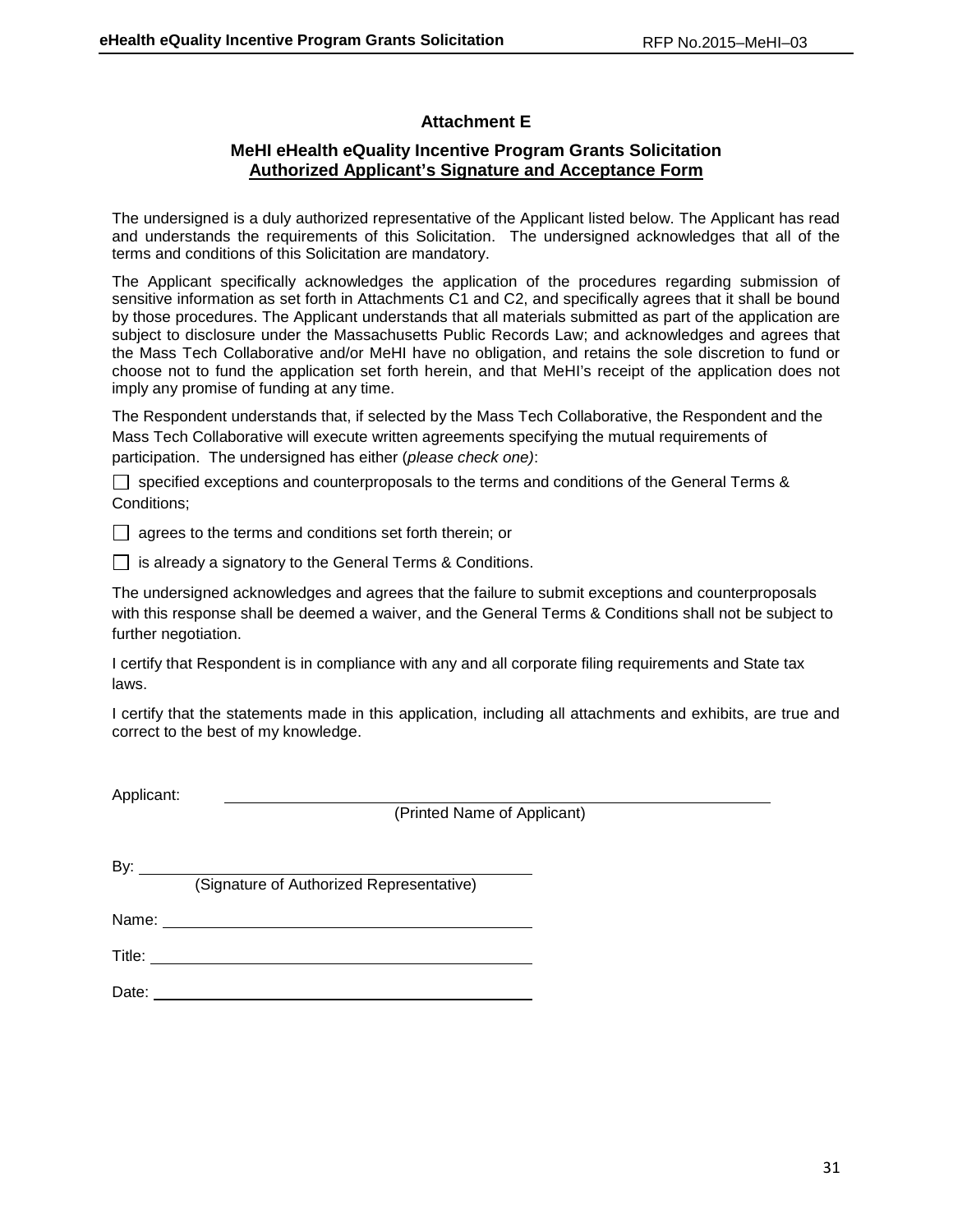## Attachment E

### MeHI eHealth eQuality Incentive Program Grants Solicitation
### Authorized Applicant's Signature and Acceptance Form

The undersigned is a duly authorized representative of the Applicant listed below. The Applicant has read and understands the requirements of this Solicitation. The undersigned acknowledges that all of the terms and conditions of this Solicitation are mandatory.

The Applicant specifically acknowledges the application of the procedures regarding submission of sensitive information as set forth in Attachments C1 and C2, and specifically agrees that it shall be bound by those procedures. The Applicant understands that all materials submitted as part of the application are subject to disclosure under the Massachusetts Public Records Law; and acknowledges and agrees that the Mass Tech Collaborative and/or MeHI have no obligation, and retains the sole discretion to fund or choose not to fund the application set forth herein, and that MeHI's receipt of the application does not imply any promise of funding at any time.

The Respondent understands that, if selected by the Mass Tech Collaborative, the Respondent and the Mass Tech Collaborative will execute written agreements specifying the mutual requirements of participation. The undersigned has either (*please check one)*:

☐ specified exceptions and counterproposals to the terms and conditions of the General Terms & Conditions;

☐ agrees to the terms and conditions set forth therein; or

☐ is already a signatory to the General Terms & Conditions.

The undersigned acknowledges and agrees that the failure to submit exceptions and counterproposals with this response shall be deemed a waiver, and the General Terms & Conditions shall not be subject to further negotiation.

I certify that Respondent is in compliance with any and all corporate filing requirements and State tax laws.

I certify that the statements made in this application, including all attachments and exhibits, are true and correct to the best of my knowledge.

Applicant: ______________________________________________
(Printed Name of Applicant)

By: ______________________________________________
(Signature of Authorized Representative)

Name: ______________________________________________

Title: ______________________________________________

Date: ______________________________________________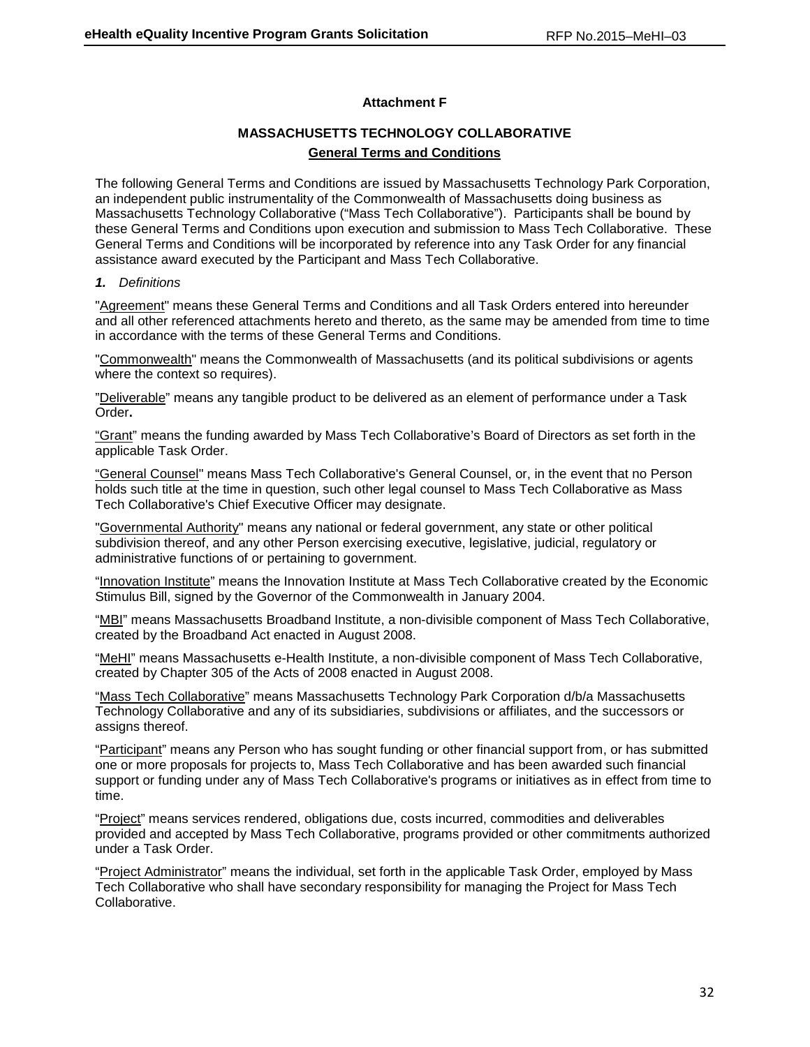**Attachment F**

**MASSACHUSETTS TECHNOLOGY COLLABORATIVE**

**General Terms and Conditions**

The following General Terms and Conditions are issued by Massachusetts Technology Park Corporation, an independent public instrumentality of the Commonwealth of Massachusetts doing business as Massachusetts Technology Collaborative ("Mass Tech Collaborative"). Participants shall be bound by these General Terms and Conditions upon execution and submission to Mass Tech Collaborative. These General Terms and Conditions will be incorporated by reference into any Task Order for any financial assistance award executed by the Participant and Mass Tech Collaborative.

***1.*** *Definitions*

"Agreement" means these General Terms and Conditions and all Task Orders entered into hereunder and all other referenced attachments hereto and thereto, as the same may be amended from time to time in accordance with the terms of these General Terms and Conditions.

"Commonwealth" means the Commonwealth of Massachusetts (and its political subdivisions or agents where the context so requires).

"Deliverable" means any tangible product to be delivered as an element of performance under a Task Order**.**

"Grant" means the funding awarded by Mass Tech Collaborative's Board of Directors as set forth in the applicable Task Order.

"General Counsel" means Mass Tech Collaborative's General Counsel, or, in the event that no Person holds such title at the time in question, such other legal counsel to Mass Tech Collaborative as Mass Tech Collaborative's Chief Executive Officer may designate.

"Governmental Authority" means any national or federal government, any state or other political subdivision thereof, and any other Person exercising executive, legislative, judicial, regulatory or administrative functions of or pertaining to government.

"Innovation Institute" means the Innovation Institute at Mass Tech Collaborative created by the Economic Stimulus Bill, signed by the Governor of the Commonwealth in January 2004.

"MBI" means Massachusetts Broadband Institute, a non-divisible component of Mass Tech Collaborative, created by the Broadband Act enacted in August 2008.

"MeHI" means Massachusetts e-Health Institute, a non-divisible component of Mass Tech Collaborative, created by Chapter 305 of the Acts of 2008 enacted in August 2008.

"Mass Tech Collaborative" means Massachusetts Technology Park Corporation d/b/a Massachusetts Technology Collaborative and any of its subsidiaries, subdivisions or affiliates, and the successors or assigns thereof.

"Participant" means any Person who has sought funding or other financial support from, or has submitted one or more proposals for projects to, Mass Tech Collaborative and has been awarded such financial support or funding under any of Mass Tech Collaborative's programs or initiatives as in effect from time to time.

"Project" means services rendered, obligations due, costs incurred, commodities and deliverables provided and accepted by Mass Tech Collaborative, programs provided or other commitments authorized under a Task Order.

"Project Administrator" means the individual, set forth in the applicable Task Order, employed by Mass Tech Collaborative who shall have secondary responsibility for managing the Project for Mass Tech Collaborative.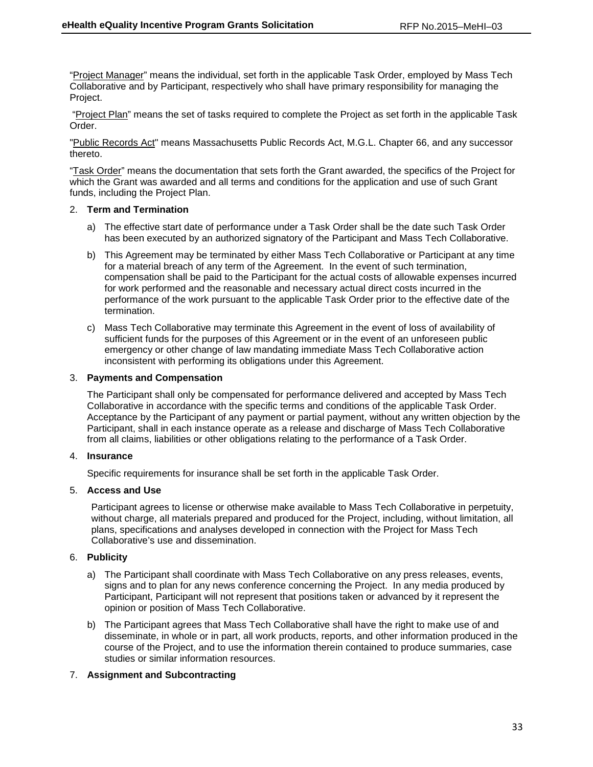"Project Manager" means the individual, set forth in the applicable Task Order, employed by Mass Tech Collaborative and by Participant, respectively who shall have primary responsibility for managing the Project.

"Project Plan" means the set of tasks required to complete the Project as set forth in the applicable Task Order.

"Public Records Act" means Massachusetts Public Records Act, M.G.L. Chapter 66, and any successor thereto.

"Task Order" means the documentation that sets forth the Grant awarded, the specifics of the Project for which the Grant was awarded and all terms and conditions for the application and use of such Grant funds, including the Project Plan.

2. **Term and Termination**

   a) The effective start date of performance under a Task Order shall be the date such Task Order has been executed by an authorized signatory of the Participant and Mass Tech Collaborative.

   b) This Agreement may be terminated by either Mass Tech Collaborative or Participant at any time for a material breach of any term of the Agreement. In the event of such termination, compensation shall be paid to the Participant for the actual costs of allowable expenses incurred for work performed and the reasonable and necessary actual direct costs incurred in the performance of the work pursuant to the applicable Task Order prior to the effective date of the termination.

   c) Mass Tech Collaborative may terminate this Agreement in the event of loss of availability of sufficient funds for the purposes of this Agreement or in the event of an unforeseen public emergency or other change of law mandating immediate Mass Tech Collaborative action inconsistent with performing its obligations under this Agreement.

3. **Payments and Compensation**

   The Participant shall only be compensated for performance delivered and accepted by Mass Tech Collaborative in accordance with the specific terms and conditions of the applicable Task Order. Acceptance by the Participant of any payment or partial payment, without any written objection by the Participant, shall in each instance operate as a release and discharge of Mass Tech Collaborative from all claims, liabilities or other obligations relating to the performance of a Task Order.

4. **Insurance**

   Specific requirements for insurance shall be set forth in the applicable Task Order.

5. **Access and Use**

   Participant agrees to license or otherwise make available to Mass Tech Collaborative in perpetuity, without charge, all materials prepared and produced for the Project, including, without limitation, all plans, specifications and analyses developed in connection with the Project for Mass Tech Collaborative's use and dissemination.

6. **Publicity**

   a) The Participant shall coordinate with Mass Tech Collaborative on any press releases, events, signs and to plan for any news conference concerning the Project. In any media produced by Participant, Participant will not represent that positions taken or advanced by it represent the opinion or position of Mass Tech Collaborative.

   b) The Participant agrees that Mass Tech Collaborative shall have the right to make use of and disseminate, in whole or in part, all work products, reports, and other information produced in the course of the Project, and to use the information therein contained to produce summaries, case studies or similar information resources.

7. **Assignment and Subcontracting**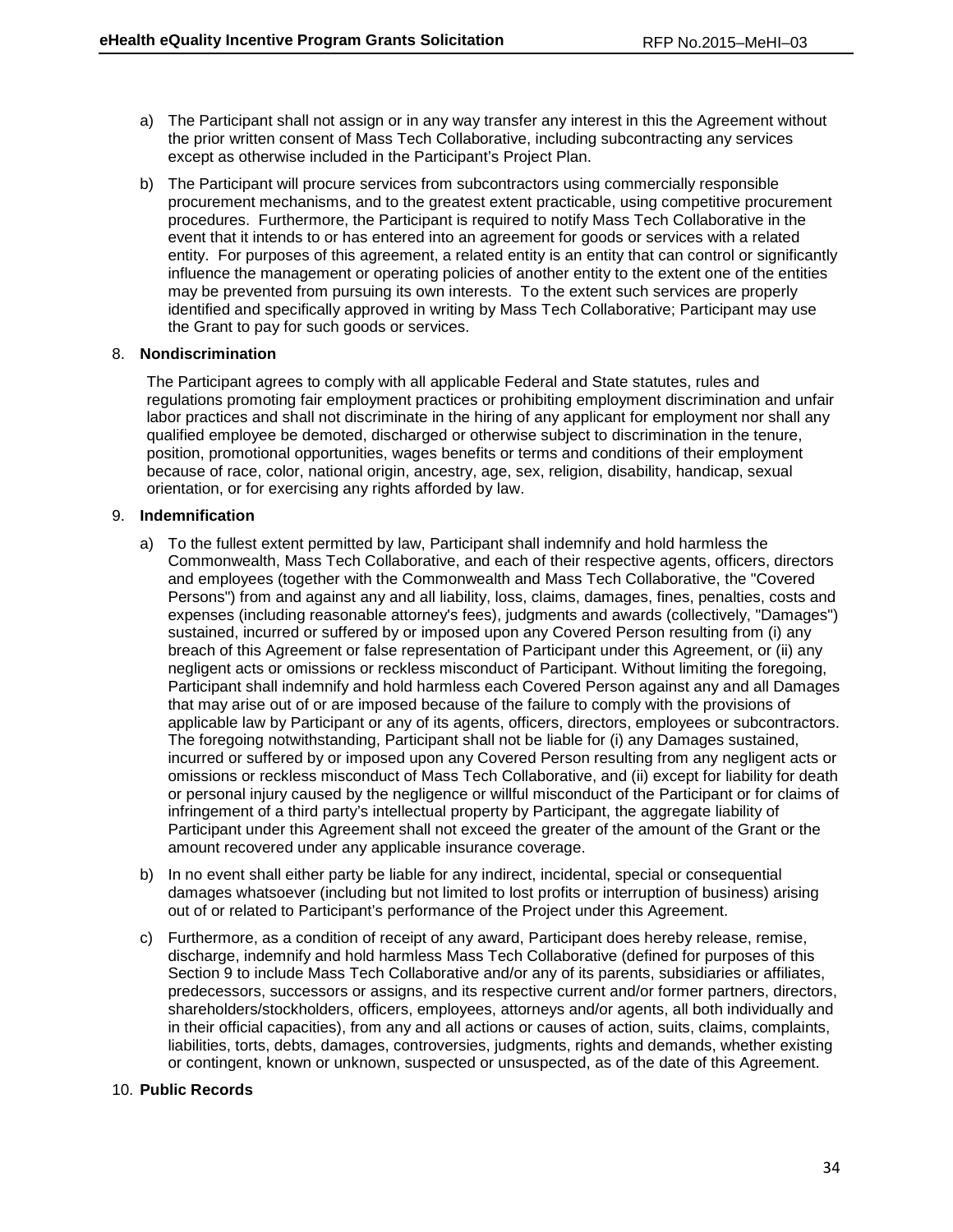a) The Participant shall not assign or in any way transfer any interest in this the Agreement without the prior written consent of Mass Tech Collaborative, including subcontracting any services except as otherwise included in the Participant's Project Plan.

b) The Participant will procure services from subcontractors using commercially responsible procurement mechanisms, and to the greatest extent practicable, using competitive procurement procedures. Furthermore, the Participant is required to notify Mass Tech Collaborative in the event that it intends to or has entered into an agreement for goods or services with a related entity. For purposes of this agreement, a related entity is an entity that can control or significantly influence the management or operating policies of another entity to the extent one of the entities may be prevented from pursuing its own interests. To the extent such services are properly identified and specifically approved in writing by Mass Tech Collaborative; Participant may use the Grant to pay for such goods or services.

8. **Nondiscrimination**

The Participant agrees to comply with all applicable Federal and State statutes, rules and regulations promoting fair employment practices or prohibiting employment discrimination and unfair labor practices and shall not discriminate in the hiring of any applicant for employment nor shall any qualified employee be demoted, discharged or otherwise subject to discrimination in the tenure, position, promotional opportunities, wages benefits or terms and conditions of their employment because of race, color, national origin, ancestry, age, sex, religion, disability, handicap, sexual orientation, or for exercising any rights afforded by law.

9. **Indemnification**

a) To the fullest extent permitted by law, Participant shall indemnify and hold harmless the Commonwealth, Mass Tech Collaborative, and each of their respective agents, officers, directors and employees (together with the Commonwealth and Mass Tech Collaborative, the "Covered Persons") from and against any and all liability, loss, claims, damages, fines, penalties, costs and expenses (including reasonable attorney's fees), judgments and awards (collectively, "Damages") sustained, incurred or suffered by or imposed upon any Covered Person resulting from (i) any breach of this Agreement or false representation of Participant under this Agreement, or (ii) any negligent acts or omissions or reckless misconduct of Participant. Without limiting the foregoing, Participant shall indemnify and hold harmless each Covered Person against any and all Damages that may arise out of or are imposed because of the failure to comply with the provisions of applicable law by Participant or any of its agents, officers, directors, employees or subcontractors. The foregoing notwithstanding, Participant shall not be liable for (i) any Damages sustained, incurred or suffered by or imposed upon any Covered Person resulting from any negligent acts or omissions or reckless misconduct of Mass Tech Collaborative, and (ii) except for liability for death or personal injury caused by the negligence or willful misconduct of the Participant or for claims of infringement of a third party's intellectual property by Participant, the aggregate liability of Participant under this Agreement shall not exceed the greater of the amount of the Grant or the amount recovered under any applicable insurance coverage.

b) In no event shall either party be liable for any indirect, incidental, special or consequential damages whatsoever (including but not limited to lost profits or interruption of business) arising out of or related to Participant's performance of the Project under this Agreement.

c) Furthermore, as a condition of receipt of any award, Participant does hereby release, remise, discharge, indemnify and hold harmless Mass Tech Collaborative (defined for purposes of this Section 9 to include Mass Tech Collaborative and/or any of its parents, subsidiaries or affiliates, predecessors, successors or assigns, and its respective current and/or former partners, directors, shareholders/stockholders, officers, employees, attorneys and/or agents, all both individually and in their official capacities), from any and all actions or causes of action, suits, claims, complaints, liabilities, torts, debts, damages, controversies, judgments, rights and demands, whether existing or contingent, known or unknown, suspected or unsuspected, as of the date of this Agreement.

10. **Public Records**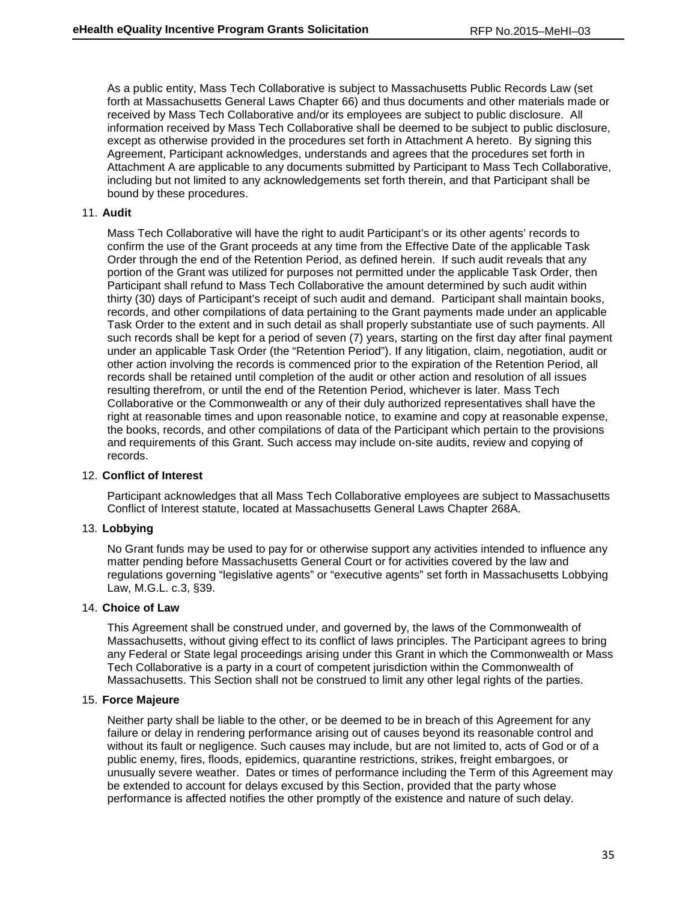As a public entity, Mass Tech Collaborative is subject to Massachusetts Public Records Law (set forth at Massachusetts General Laws Chapter 66) and thus documents and other materials made or received by Mass Tech Collaborative and/or its employees are subject to public disclosure. All information received by Mass Tech Collaborative shall be deemed to be subject to public disclosure, except as otherwise provided in the procedures set forth in Attachment A hereto. By signing this Agreement, Participant acknowledges, understands and agrees that the procedures set forth in Attachment A are applicable to any documents submitted by Participant to Mass Tech Collaborative, including but not limited to any acknowledgements set forth therein, and that Participant shall be bound by these procedures.

11. **Audit**

    Mass Tech Collaborative will have the right to audit Participant's or its other agents' records to confirm the use of the Grant proceeds at any time from the Effective Date of the applicable Task Order through the end of the Retention Period, as defined herein. If such audit reveals that any portion of the Grant was utilized for purposes not permitted under the applicable Task Order, then Participant shall refund to Mass Tech Collaborative the amount determined by such audit within thirty (30) days of Participant's receipt of such audit and demand. Participant shall maintain books, records, and other compilations of data pertaining to the Grant payments made under an applicable Task Order to the extent and in such detail as shall properly substantiate use of such payments. All such records shall be kept for a period of seven (7) years, starting on the first day after final payment under an applicable Task Order (the "Retention Period"). If any litigation, claim, negotiation, audit or other action involving the records is commenced prior to the expiration of the Retention Period, all records shall be retained until completion of the audit or other action and resolution of all issues resulting therefrom, or until the end of the Retention Period, whichever is later. Mass Tech Collaborative or the Commonwealth or any of their duly authorized representatives shall have the right at reasonable times and upon reasonable notice, to examine and copy at reasonable expense, the books, records, and other compilations of data of the Participant which pertain to the provisions and requirements of this Grant. Such access may include on-site audits, review and copying of records.

12. **Conflict of Interest**

    Participant acknowledges that all Mass Tech Collaborative employees are subject to Massachusetts Conflict of Interest statute, located at Massachusetts General Laws Chapter 268A.

13. **Lobbying**

    No Grant funds may be used to pay for or otherwise support any activities intended to influence any matter pending before Massachusetts General Court or for activities covered by the law and regulations governing "legislative agents" or "executive agents" set forth in Massachusetts Lobbying Law, M.G.L. c.3, §39.

14. **Choice of Law**

    This Agreement shall be construed under, and governed by, the laws of the Commonwealth of Massachusetts, without giving effect to its conflict of laws principles. The Participant agrees to bring any Federal or State legal proceedings arising under this Grant in which the Commonwealth or Mass Tech Collaborative is a party in a court of competent jurisdiction within the Commonwealth of Massachusetts. This Section shall not be construed to limit any other legal rights of the parties.

15. **Force Majeure**

    Neither party shall be liable to the other, or be deemed to be in breach of this Agreement for any failure or delay in rendering performance arising out of causes beyond its reasonable control and without its fault or negligence. Such causes may include, but are not limited to, acts of God or of a public enemy, fires, floods, epidemics, quarantine restrictions, strikes, freight embargoes, or unusually severe weather. Dates or times of performance including the Term of this Agreement may be extended to account for delays excused by this Section, provided that the party whose performance is affected notifies the other promptly of the existence and nature of such delay.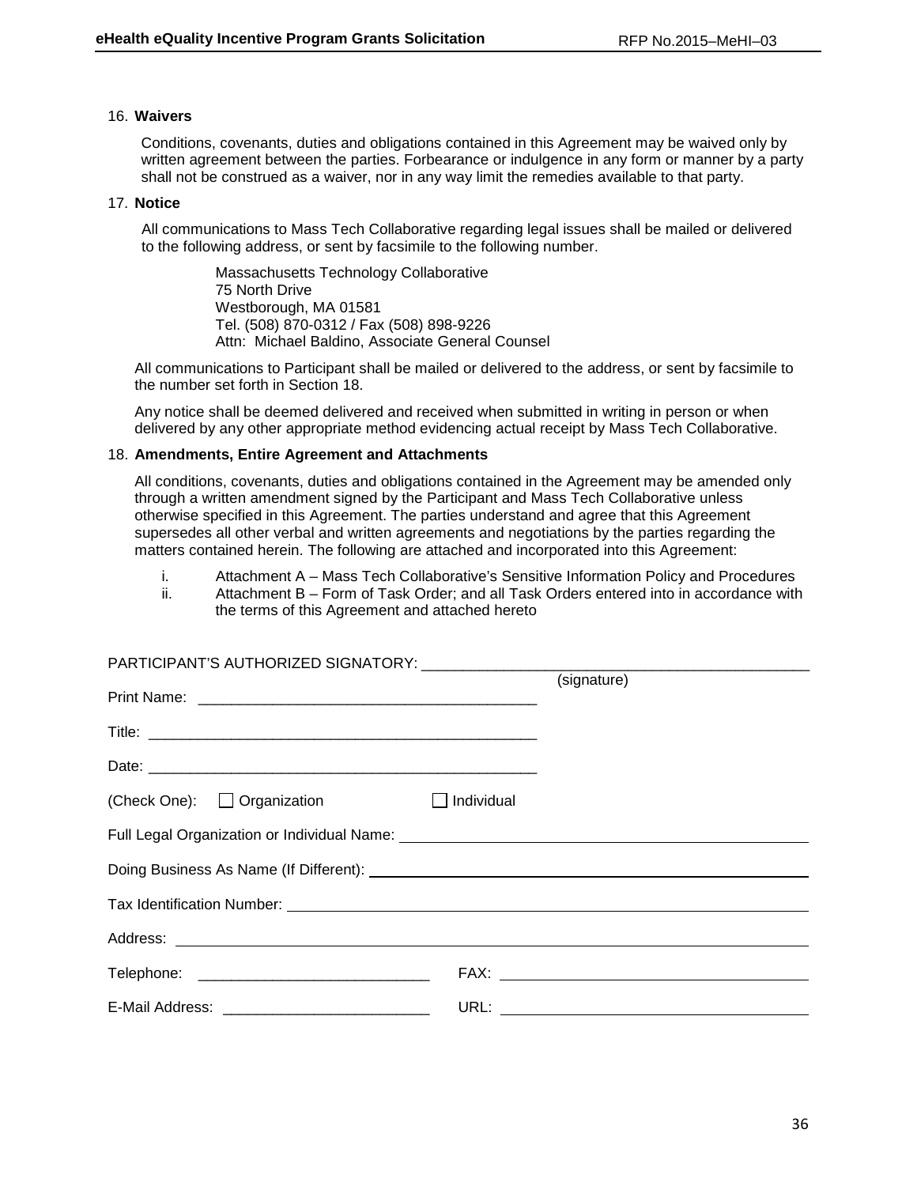16. **Waivers**

    Conditions, covenants, duties and obligations contained in this Agreement may be waived only by written agreement between the parties. Forbearance or indulgence in any form or manner by a party shall not be construed as a waiver, nor in any way limit the remedies available to that party.

17. **Notice**

    All communications to Mass Tech Collaborative regarding legal issues shall be mailed or delivered to the following address, or sent by facsimile to the following number.

    > Massachusetts Technology Collaborative
    > 75 North Drive
    > Westborough, MA 01581
    > Tel. (508) 870-0312 / Fax (508) 898-9226
    > Attn: Michael Baldino, Associate General Counsel

    All communications to Participant shall be mailed or delivered to the address, or sent by facsimile to the number set forth in Section 18.

    Any notice shall be deemed delivered and received when submitted in writing in person or when delivered by any other appropriate method evidencing actual receipt by Mass Tech Collaborative.

18. **Amendments, Entire Agreement and Attachments**

    All conditions, covenants, duties and obligations contained in the Agreement may be amended only through a written amendment signed by the Participant and Mass Tech Collaborative unless otherwise specified in this Agreement. The parties understand and agree that this Agreement supersedes all other verbal and written agreements and negotiations by the parties regarding the matters contained herein. The following are attached and incorporated into this Agreement:

    i. Attachment A – Mass Tech Collaborative's Sensitive Information Policy and Procedures
    ii. Attachment B – Form of Task Order; and all Task Orders entered into in accordance with the terms of this Agreement and attached hereto

PARTICIPANT'S AUTHORIZED SIGNATORY: ______________________________________________
(signature)

Print Name: ________________________________________

Title: ________________________________________

Date: ________________________________________

(Check One): ☐ Organization ☐ Individual

Full Legal Organization or Individual Name: ________________________________________

Doing Business As Name (If Different): ________________________________________

Tax Identification Number: ________________________________________

Address: ________________________________________

Telephone: ____________________________ FAX: ____________________________

E-Mail Address: ____________________________ URL: ____________________________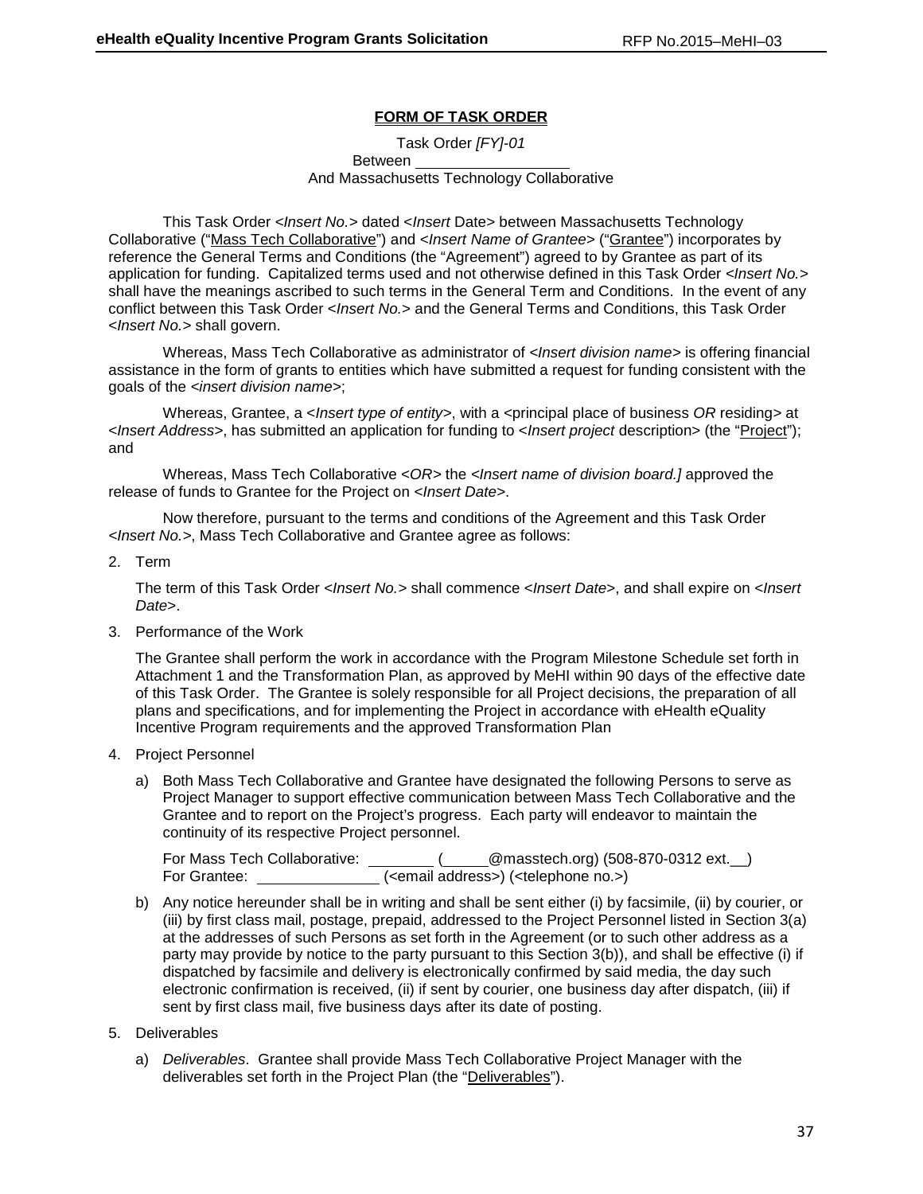## FORM OF TASK ORDER

Task Order *[FY]-01*
Between ___________________
And Massachusetts Technology Collaborative

This Task Order <*Insert No.*> dated <*Insert* Date> between Massachusetts Technology Collaborative ("Mass Tech Collaborative") and <*Insert Name of Grantee*> ("Grantee") incorporates by reference the General Terms and Conditions (the "Agreement") agreed to by Grantee as part of its application for funding. Capitalized terms used and not otherwise defined in this Task Order <*Insert No.*> shall have the meanings ascribed to such terms in the General Term and Conditions. In the event of any conflict between this Task Order <*Insert No.*> and the General Terms and Conditions, this Task Order <*Insert No.*> shall govern.

Whereas, Mass Tech Collaborative as administrator of <*Insert division name*> is offering financial assistance in the form of grants to entities which have submitted a request for funding consistent with the goals of the <*insert division name*>;

Whereas, Grantee, a <*Insert type of entity*>, with a <principal place of business *OR* residing> at <*Insert Address*>, has submitted an application for funding to <*Insert project* description> (the "Project"); and

Whereas, Mass Tech Collaborative *<OR>* the *<Insert name of division board.]* approved the release of funds to Grantee for the Project on <*Insert Date*>.

Now therefore, pursuant to the terms and conditions of the Agreement and this Task Order <*Insert No.*>, Mass Tech Collaborative and Grantee agree as follows:

2. Term

   The term of this Task Order <*Insert No.*> shall commence <*Insert Date*>, and shall expire on <*Insert Date*>.

3. Performance of the Work

   The Grantee shall perform the work in accordance with the Program Milestone Schedule set forth in Attachment 1 and the Transformation Plan, as approved by MeHI within 90 days of the effective date of this Task Order. The Grantee is solely responsible for all Project decisions, the preparation of all plans and specifications, and for implementing the Project in accordance with eHealth eQuality Incentive Program requirements and the approved Transformation Plan

4. Project Personnel

   a) Both Mass Tech Collaborative and Grantee have designated the following Persons to serve as Project Manager to support effective communication between Mass Tech Collaborative and the Grantee and to report on the Project's progress. Each party will endeavor to maintain the continuity of its respective Project personnel.

      For Mass Tech Collaborative: ________ (_____@masstech.org) (508-870-0312 ext.__)
      For Grantee: ______________ (<email address>) (<telephone no.>)

   b) Any notice hereunder shall be in writing and shall be sent either (i) by facsimile, (ii) by courier, or (iii) by first class mail, postage, prepaid, addressed to the Project Personnel listed in Section 3(a) at the addresses of such Persons as set forth in the Agreement (or to such other address as a party may provide by notice to the party pursuant to this Section 3(b)), and shall be effective (i) if dispatched by facsimile and delivery is electronically confirmed by said media, the day such electronic confirmation is received, (ii) if sent by courier, one business day after dispatch, (iii) if sent by first class mail, five business days after its date of posting.

5. Deliverables

   a) *Deliverables*. Grantee shall provide Mass Tech Collaborative Project Manager with the deliverables set forth in the Project Plan (the "Deliverables").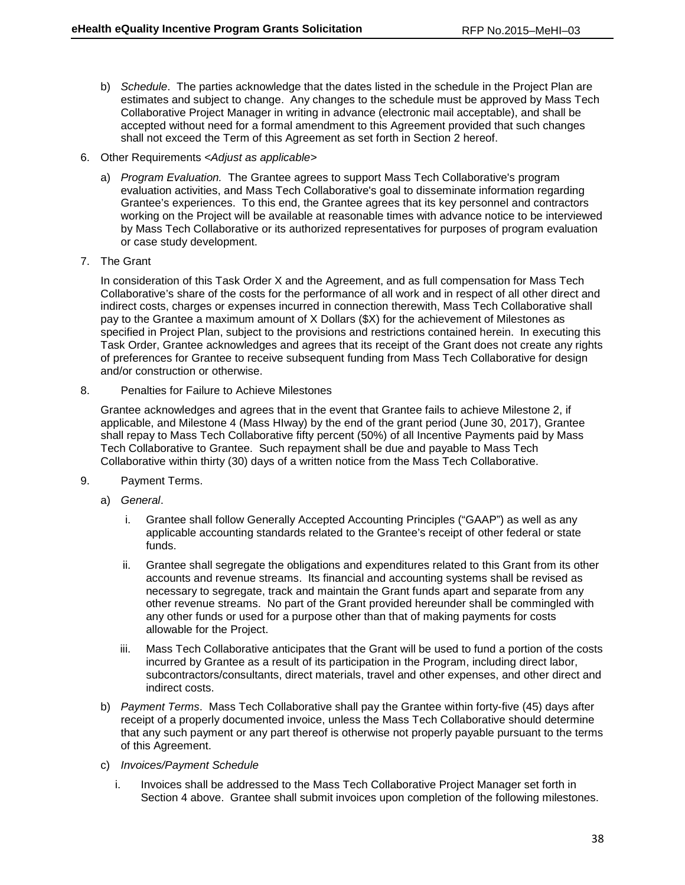b) *Schedule*. The parties acknowledge that the dates listed in the schedule in the Project Plan are estimates and subject to change. Any changes to the schedule must be approved by Mass Tech Collaborative Project Manager in writing in advance (electronic mail acceptable), and shall be accepted without need for a formal amendment to this Agreement provided that such changes shall not exceed the Term of this Agreement as set forth in Section 2 hereof.

6. Other Requirements *<Adjust as applicable>*

   a) *Program Evaluation.* The Grantee agrees to support Mass Tech Collaborative's program evaluation activities, and Mass Tech Collaborative's goal to disseminate information regarding Grantee's experiences. To this end, the Grantee agrees that its key personnel and contractors working on the Project will be available at reasonable times with advance notice to be interviewed by Mass Tech Collaborative or its authorized representatives for purposes of program evaluation or case study development.

7. The Grant

   In consideration of this Task Order X and the Agreement, and as full compensation for Mass Tech Collaborative's share of the costs for the performance of all work and in respect of all other direct and indirect costs, charges or expenses incurred in connection therewith, Mass Tech Collaborative shall pay to the Grantee a maximum amount of X Dollars ($X) for the achievement of Milestones as specified in Project Plan, subject to the provisions and restrictions contained herein. In executing this Task Order, Grantee acknowledges and agrees that its receipt of the Grant does not create any rights of preferences for Grantee to receive subsequent funding from Mass Tech Collaborative for design and/or construction or otherwise.

8. Penalties for Failure to Achieve Milestones

   Grantee acknowledges and agrees that in the event that Grantee fails to achieve Milestone 2, if applicable, and Milestone 4 (Mass HIway) by the end of the grant period (June 30, 2017), Grantee shall repay to Mass Tech Collaborative fifty percent (50%) of all Incentive Payments paid by Mass Tech Collaborative to Grantee. Such repayment shall be due and payable to Mass Tech Collaborative within thirty (30) days of a written notice from the Mass Tech Collaborative.

9. Payment Terms.

   a) *General*.

      i. Grantee shall follow Generally Accepted Accounting Principles ("GAAP") as well as any applicable accounting standards related to the Grantee's receipt of other federal or state funds.

      ii. Grantee shall segregate the obligations and expenditures related to this Grant from its other accounts and revenue streams. Its financial and accounting systems shall be revised as necessary to segregate, track and maintain the Grant funds apart and separate from any other revenue streams. No part of the Grant provided hereunder shall be commingled with any other funds or used for a purpose other than that of making payments for costs allowable for the Project.

      iii. Mass Tech Collaborative anticipates that the Grant will be used to fund a portion of the costs incurred by Grantee as a result of its participation in the Program, including direct labor, subcontractors/consultants, direct materials, travel and other expenses, and other direct and indirect costs.

   b) *Payment Terms*. Mass Tech Collaborative shall pay the Grantee within forty-five (45) days after receipt of a properly documented invoice, unless the Mass Tech Collaborative should determine that any such payment or any part thereof is otherwise not properly payable pursuant to the terms of this Agreement.

   c) *Invoices/Payment Schedule*

      i. Invoices shall be addressed to the Mass Tech Collaborative Project Manager set forth in Section 4 above. Grantee shall submit invoices upon completion of the following milestones.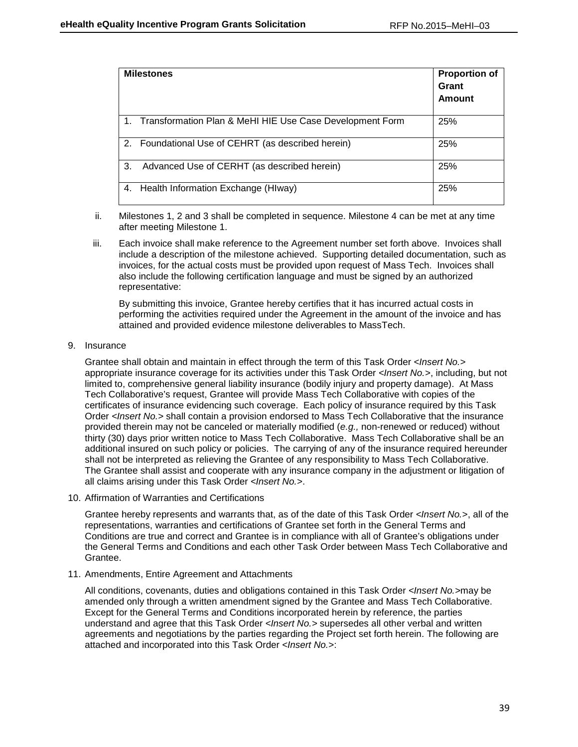| Milestones | Proportion of Grant Amount |
|---|---|
| 1. Transformation Plan & MeHI HIE Use Case Development Form | 25% |
| 2. Foundational Use of CEHRT (as described herein) | 25% |
| 3. Advanced Use of CERHT (as described herein) | 25% |
| 4. Health Information Exchange (HIway) | 25% |

ii. Milestones 1, 2 and 3 shall be completed in sequence. Milestone 4 can be met at any time after meeting Milestone 1.

iii. Each invoice shall make reference to the Agreement number set forth above. Invoices shall include a description of the milestone achieved. Supporting detailed documentation, such as invoices, for the actual costs must be provided upon request of Mass Tech. Invoices shall also include the following certification language and must be signed by an authorized representative:

By submitting this invoice, Grantee hereby certifies that it has incurred actual costs in performing the activities required under the Agreement in the amount of the invoice and has attained and provided evidence milestone deliverables to MassTech.

9. Insurance

Grantee shall obtain and maintain in effect through the term of this Task Order <*Insert No.*> appropriate insurance coverage for its activities under this Task Order <*Insert No.*>, including, but not limited to, comprehensive general liability insurance (bodily injury and property damage). At Mass Tech Collaborative's request, Grantee will provide Mass Tech Collaborative with copies of the certificates of insurance evidencing such coverage. Each policy of insurance required by this Task Order <*Insert No.*> shall contain a provision endorsed to Mass Tech Collaborative that the insurance provided therein may not be canceled or materially modified (*e.g.,* non-renewed or reduced) without thirty (30) days prior written notice to Mass Tech Collaborative. Mass Tech Collaborative shall be an additional insured on such policy or policies. The carrying of any of the insurance required hereunder shall not be interpreted as relieving the Grantee of any responsibility to Mass Tech Collaborative. The Grantee shall assist and cooperate with any insurance company in the adjustment or litigation of all claims arising under this Task Order <*Insert No.*>.

10. Affirmation of Warranties and Certifications

Grantee hereby represents and warrants that, as of the date of this Task Order <*Insert No.*>, all of the representations, warranties and certifications of Grantee set forth in the General Terms and Conditions are true and correct and Grantee is in compliance with all of Grantee's obligations under the General Terms and Conditions and each other Task Order between Mass Tech Collaborative and Grantee.

11. Amendments, Entire Agreement and Attachments

All conditions, covenants, duties and obligations contained in this Task Order <*Insert No.*>may be amended only through a written amendment signed by the Grantee and Mass Tech Collaborative. Except for the General Terms and Conditions incorporated herein by reference, the parties understand and agree that this Task Order <*Insert No.*> supersedes all other verbal and written agreements and negotiations by the parties regarding the Project set forth herein. The following are attached and incorporated into this Task Order <*Insert No.*>: